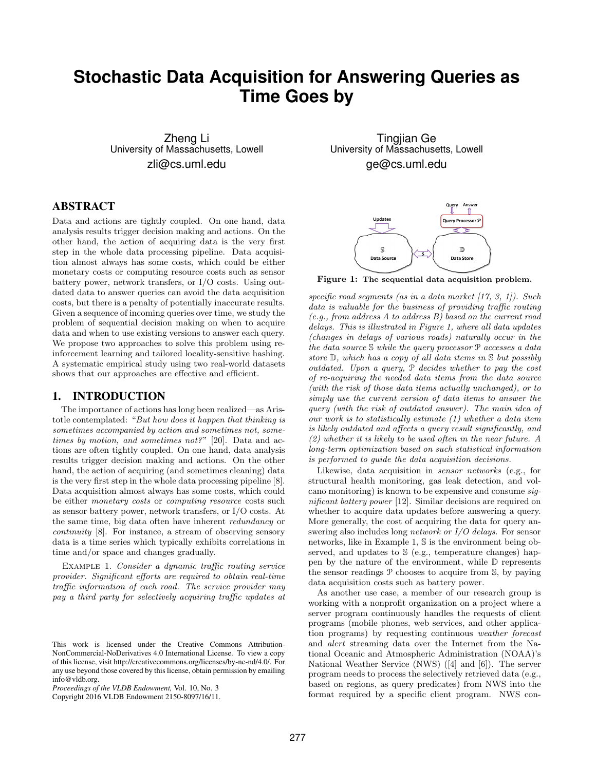# Stochastic Data Acquisition for Answering Queries as Time Goes by

Zheng Li
University of Massachusetts, Lowell
zli@cs.uml.edu

Tingjian Ge
University of Massachusetts, Lowell
ge@cs.uml.edu

## ABSTRACT

Data and actions are tightly coupled. On one hand, data analysis results trigger decision making and actions. On the other hand, the action of acquiring data is the very first step in the whole data processing pipeline. Data acquisition almost always has some costs, which could be either monetary costs or computing resource costs such as sensor battery power, network transfers, or I/O costs. Using outdated data to answer queries can avoid the data acquisition costs, but there is a penalty of potentially inaccurate results. Given a sequence of incoming queries over time, we study the problem of sequential decision making on when to acquire data and when to use existing versions to answer each query. We propose two approaches to solve this problem using reinforcement learning and tailored locality-sensitive hashing. A systematic empirical study using two real-world datasets shows that our approaches are effective and efficient.

## 1. INTRODUCTION

The importance of actions has long been realized—as Aristotle contemplated: "*But how does it happen that thinking is sometimes accompanied by action and sometimes not, sometimes by motion, and sometimes not?*" [20]. Data and actions are often tightly coupled. On one hand, data analysis results trigger decision making and actions. On the other hand, the action of acquiring (and sometimes cleaning) data is the very first step in the whole data processing pipeline [8]. Data acquisition almost always has some costs, which could be either *monetary costs* or *computing resource* costs such as sensor battery power, network transfers, or I/O costs. At the same time, big data often have inherent *redundancy* or *continuity* [8]. For instance, a stream of observing sensory data is a time series which typically exhibits correlations in time and/or space and changes gradually.

Example 1. *Consider a dynamic traffic routing service provider. Significant efforts are required to obtain real-time traffic information of each road. The service provider may pay a third party for selectively acquiring traffic updates at specific road segments (as in a data market [17, 3, 1]). Such data is valuable for the business of providing traffic routing (e.g., from address A to address B) based on the current road delays. This is illustrated in Figure 1, where all data updates (changes in delays of various roads) naturally occur in the the data source $\mathbb{S}$ while the query processor $\mathcal{P}$ accesses a data store $\mathbb{D}$, which has a copy of all data items in $\mathbb{S}$ but possibly outdated. Upon a query, $\mathcal{P}$ decides whether to pay the cost of re-acquiring the needed data items from the data source (with the risk of those data items actually unchanged), or to simply use the current version of data items to answer the query (with the risk of outdated answer). The main idea of our work is to statistically estimate (1) whether a data item is likely outdated and affects a query result significantly, and (2) whether it is likely to be used often in the near future. A long-term optimization based on such statistical information is performed to guide the data acquisition decisions.*

Query
Answer
Query Processor $\mathcal{P}$
Updates
$\mathbb{S}$
Data Source
$
$\mathbb{D}$
Data Store

**Figure 1: The sequential data acquisition problem.**

Likewise, data acquisition in *sensor networks* (e.g., for structural health monitoring, gas leak detection, and volcano monitoring) is known to be expensive and consume *significant battery power* [12]. Similar decisions are required on whether to acquire data updates before answering a query. More generally, the cost of acquiring the data for query answering also includes long *network or I/O delays*. For sensor networks, like in Example 1, $\mathbb{S}$ is the environment being observed, and updates to $\mathbb{S}$ (e.g., temperature changes) happen by the nature of the environment, while $\mathbb{D}$ represents the sensor readings $\mathcal{P}$ chooses to acquire from $\mathbb{S}$, by paying data acquisition costs such as battery power.

As another use case, a member of our research group is working with a nonprofit organization on a project where a server program continuously handles the requests of client programs (mobile phones, web services, and other application programs) by requesting continuous *weather forecast* and *alert* streaming data over the Internet from the National Oceanic and Atmospheric Administration (NOAA)'s National Weather Service (NWS) ([4] and [6]). The server program needs to process the selectively retrieved data (e.g., based on regions, as query predicates) from NWS into the format required by a specific client program. NWS con-

This work is licensed under the Creative Commons Attribution-NonCommercial-NoDerivatives 4.0 International License. To view a copy of this license, visit http://creativecommons.org/licenses/by-nc-nd/4.0/. For any use beyond those covered by this license, obtain permission by emailing info@vldb.org.
*Proceedings of the VLDB Endowment,* Vol. 10, No. 3
Copyright 2016 VLDB Endowment 2150-8097/16/11.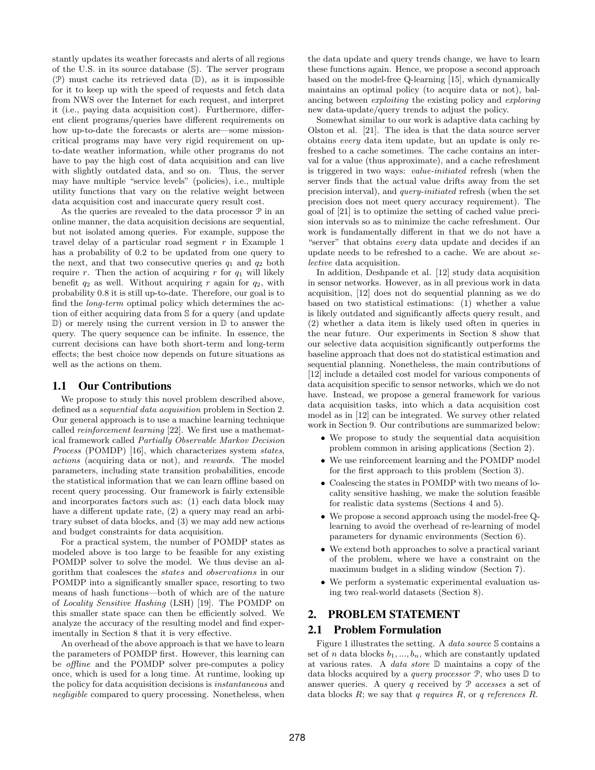stantly updates its weather forecasts and alerts of all regions of the U.S. in its source database ($\mathbb{S}$). The server program ($\mathcal{P}$) must cache its retrieved data ($\mathbb{D}$), as it is impossible for it to keep up with the speed of requests and fetch data from NWS over the Internet for each request, and interpret it (i.e., paying data acquisition cost). Furthermore, different client programs/queries have different requirements on how up-to-date the forecasts or alerts are—some mission-critical programs may have very rigid requirement on up-to-date weather information, while other programs do not have to pay the high cost of data acquisition and can live with slightly outdated data, and so on. Thus, the server may have multiple "service levels" (policies), i.e., multiple utility functions that vary on the relative weight between data acquisition cost and inaccurate query result cost.

As the queries are revealed to the data processor $\mathcal{P}$ in an online manner, the data acquisition decisions are sequential, but not isolated among queries. For example, suppose the travel delay of a particular road segment $r$ in Example 1 has a probability of 0.2 to be updated from one query to the next, and that two consecutive queries $q_1$ and $q_2$ both require $r$. Then the action of acquiring $r$ for $q_1$ will likely benefit $q_2$ as well. Without acquiring $r$ again for $q_2$, with probability 0.8 it is still up-to-date. Therefore, our goal is to find the *long-term* optimal policy which determines the action of either acquiring data from $\mathbb{S}$ for a query (and update $\mathbb{D}$) or merely using the current version in $\mathbb{D}$ to answer the query. The query sequence can be infinite. In essence, the current decisions can have both short-term and long-term effects; the best choice now depends on future situations as well as the actions on them.

## 1.1 Our Contributions

We propose to study this novel problem described above, defined as a *sequential data acquisition* problem in Section 2. Our general approach is to use a machine learning technique called *reinforcement learning* [22]. We first use a mathematical framework called *Partially Observable Markov Decision Process* (POMDP) [16], which characterizes system *states*, *actions* (acquiring data or not), and *rewards*. The model parameters, including state transition probabilities, encode the statistical information that we can learn offline based on recent query processing. Our framework is fairly extensible and incorporates factors such as: (1) each data block may have a different update rate, (2) a query may read an arbitrary subset of data blocks, and (3) we may add new actions and budget constraints for data acquisition.

For a practical system, the number of POMDP states as modeled above is too large to be feasible for any existing POMDP solver to solve the model. We thus devise an algorithm that coalesces the *states* and *observations* in our POMDP into a significantly smaller space, resorting to two means of hash functions—both of which are of the nature of *Locality Sensitive Hashing* (LSH) [19]. The POMDP on this smaller state space can then be efficiently solved. We analyze the accuracy of the resulting model and find experimentally in Section 8 that it is very effective.

An overhead of the above approach is that we have to learn the parameters of POMDP first. However, this learning can be *offline* and the POMDP solver pre-computes a policy once, which is used for a long time. At runtime, looking up the policy for data acquisition decisions is *instantaneous* and *negligible* compared to query processing. Nonetheless, when the data update and query trends change, we have to learn these functions again. Hence, we propose a second approach based on the model-free Q-learning [15], which dynamically maintains an optimal policy (to acquire data or not), balancing between *exploiting* the existing policy and *exploring* new data-update/query trends to adjust the policy.

Somewhat similar to our work is adaptive data caching by Olston et al. [21]. The idea is that the data source server obtains *every* data item update, but an update is only refreshed to a cache sometimes. The cache contains an interval for a value (thus approximate), and a cache refreshment is triggered in two ways: *value-initiated* refresh (when the server finds that the actual value drifts away from the set precision interval), and *query-initiated* refresh (when the set precision does not meet query accuracy requirement). The goal of [21] is to optimize the setting of cached value precision intervals so as to minimize the cache refreshment. Our work is fundamentally different in that we do not have a "server" that obtains *every* data update and decides if an update needs to be refreshed to a cache. We are about *selective* data acquisition.

In addition, Deshpande et al. [12] study data acquisition in sensor networks. However, as in all previous work in data acquisition, [12] does not do sequential planning as we do based on two statistical estimations: (1) whether a value is likely outdated and significantly affects query result, and (2) whether a data item is likely used often in queries in the near future. Our experiments in Section 8 show that our selective data acquisition significantly outperforms the baseline approach that does not do statistical estimation and sequential planning. Nonetheless, the main contributions of [12] include a detailed cost model for various components of data acquisition specific to sensor networks, which we do not have. Instead, we propose a general framework for various data acquisition tasks, into which a data acquisition cost model as in [12] can be integrated. We survey other related work in Section 9. Our contributions are summarized below:

- We propose to study the sequential data acquisition problem common in arising applications (Section 2).
- We use reinforcement learning and the POMDP model for the first approach to this problem (Section 3).
- Coalescing the states in POMDP with two means of locality sensitive hashing, we make the solution feasible for realistic data systems (Sections 4 and 5).
- We propose a second approach using the model-free Q-learning to avoid the overhead of re-learning of model parameters for dynamic environments (Section 6).
- We extend both approaches to solve a practical variant of the problem, where we have a constraint on the maximum budget in a sliding window (Section 7).
- We perform a systematic experimental evaluation using two real-world datasets (Section 8).

# 2. PROBLEM STATEMENT

## 2.1 Problem Formulation

Figure 1 illustrates the setting. A *data source* $\mathbb{S}$ contains a set of $n$ data blocks $b_1, ..., b_n$, which are constantly updated at various rates. A *data store* $\mathbb{D}$ maintains a copy of the data blocks acquired by a *query processor* $\mathcal{P}$, who uses $\mathbb{D}$ to answer queries. A query $q$ received by $\mathcal{P}$ *accesses* a set of data blocks $R$; we say that $q$ *requires* $R$, or $q$ *references* $R$.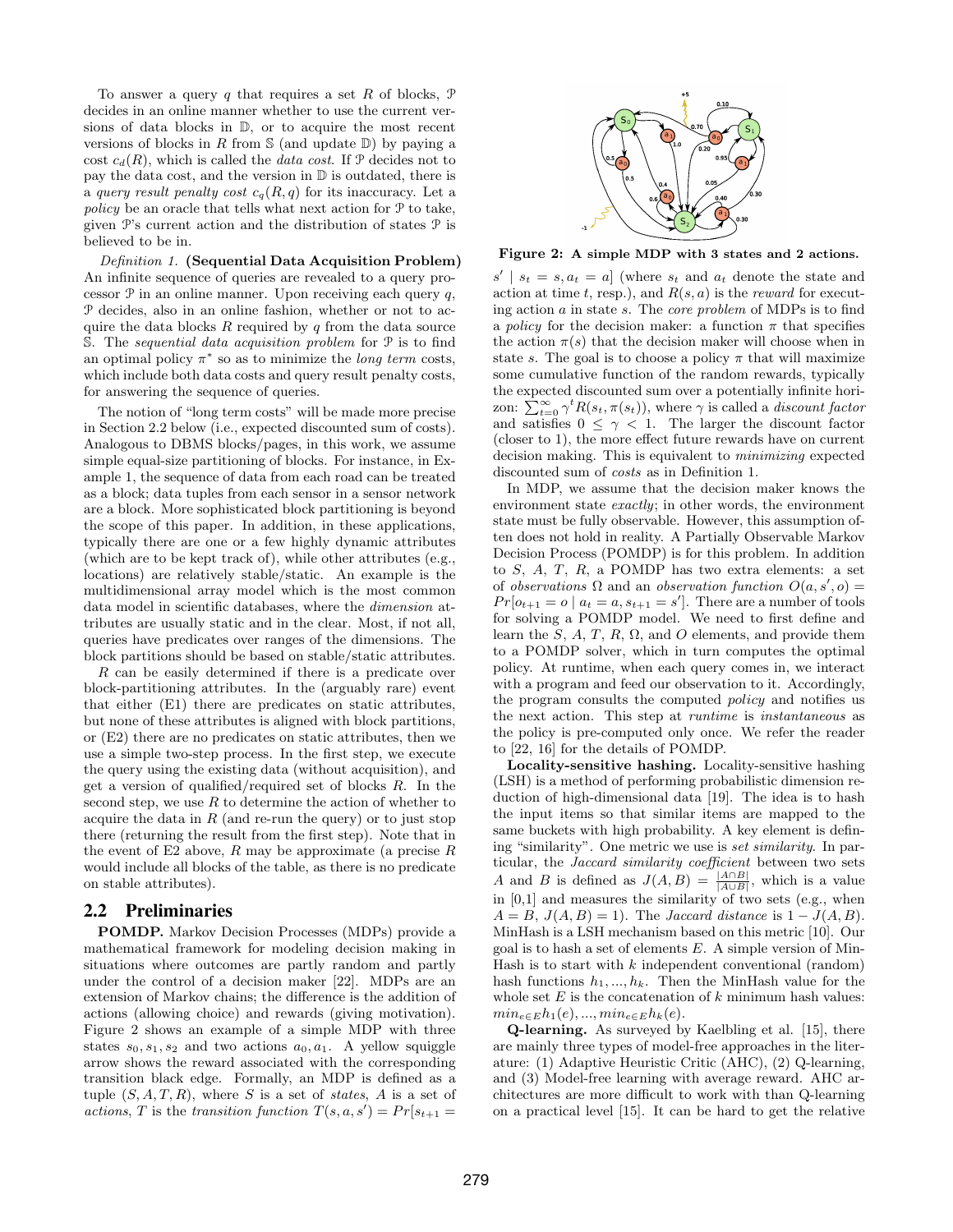To answer a query $q$ that requires a set $R$ of blocks, $\mathcal{P}$ decides in an online manner whether to use the current versions of data blocks in $\mathbb{D}$, or to acquire the most recent versions of blocks in $R$ from $\mathbb{S}$ (and update $\mathbb{D}$) by paying a cost $c_d(R)$, which is called the *data cost*. If $\mathcal{P}$ decides not to pay the data cost, and the version in $\mathbb{D}$ is outdated, there is a *query result penalty cost* $c_q(R, q)$ for its inaccuracy. Let a *policy* be an oracle that tells what next action for $\mathcal{P}$ to take, given $\mathcal{P}$'s current action and the distribution of states $\mathcal{P}$ is believed to be in.

*Definition 1.* **(Sequential Data Acquisition Problem)** An infinite sequence of queries are revealed to a query processor $\mathcal{P}$ in an online manner. Upon receiving each query $q$, $\mathcal{P}$ decides, also in an online fashion, whether or not to acquire the data blocks $R$ required by $q$ from the data source $\mathbb{S}$. The *sequential data acquisition problem* for $\mathcal{P}$ is to find an optimal policy $\pi^*$ so as to minimize the *long term* costs, which include both data costs and query result penalty costs, for answering the sequence of queries.

The notion of "long term costs" will be made more precise in Section 2.2 below (i.e., expected discounted sum of costs). Analogous to DBMS blocks/pages, in this work, we assume simple equal-size partitioning of blocks. For instance, in Example 1, the sequence of data from each road can be treated as a block; data tuples from each sensor in a sensor network are a block. More sophisticated block partitioning is beyond the scope of this paper. In addition, in these applications, typically there are one or a few highly dynamic attributes (which are to be kept track of), while other attributes (e.g., locations) are relatively stable/static. An example is the multidimensional array model which is the most common data model in scientific databases, where the *dimension* attributes are usually static and in the clear. Most, if not all, queries have predicates over ranges of the dimensions. The block partitions should be based on stable/static attributes.

$R$ can be easily determined if there is a predicate over block-partitioning attributes. In the (arguably rare) event that either (E1) there are predicates on static attributes, but none of these attributes is aligned with block partitions, or (E2) there are no predicates on static attributes, then we use a simple two-step process. In the first step, we execute the query using the existing data (without acquisition), and get a version of qualified/required set of blocks $R$. In the second step, we use $R$ to determine the action of whether to acquire the data in $R$ (and re-run the query) or to just stop there (returning the result from the first step). Note that in the event of E2 above, $R$ may be approximate (a precise $R$ would include all blocks of the table, as there is no predicate on stable attributes).

## 2.2 Preliminaries

**POMDP.** Markov Decision Processes (MDPs) provide a mathematical framework for modeling decision making in situations where outcomes are partly random and partly under the control of a decision maker [22]. MDPs are an extension of Markov chains; the difference is the addition of actions (allowing choice) and rewards (giving motivation). Figure 2 shows an example of a simple MDP with three states $s_0, s_1, s_2$ and two actions $a_0, a_1$. A yellow squiggle arrow shows the reward associated with the corresponding transition black edge. Formally, an MDP is defined as a tuple $(S, A, T, R)$, where $S$ is a set of *states*, $A$ is a set of *actions*, $T$ is the *transition function* $T(s, a, s') = Pr[s_{t+1} = s' \mid s_t = s, a_t = a]$ (where $s_t$ and $a_t$ denote the state and action at time $t$, resp.), and $R(s, a)$ is the *reward* for executing action $a$ in state $s$. The *core problem* of MDPs is to find a *policy* for the decision maker: a function $\pi$ that specifies the action $\pi(s)$ that the decision maker will choose when in state $s$. The goal is to choose a policy $\pi$ that will maximize some cumulative function of the random rewards, typically the expected discounted sum over a potentially infinite horizon: $\sum_{t=0}^{\infty} \gamma^t R(s_t, \pi(s_t))$, where $\gamma$ is called a *discount factor* and satisfies $0 \leq \gamma < 1$. The larger the discount factor (closer to 1), the more effect future rewards have on current decision making. This is equivalent to *minimizing* expected discounted sum of *costs* as in Definition 1.

Figure 2: A simple MDP with 3 states and 2 actions.

In MDP, we assume that the decision maker knows the environment state *exactly*; in other words, the environment state must be fully observable. However, this assumption often does not hold in reality. A Partially Observable Markov Decision Process (POMDP) is for this problem. In addition to $S$, $A$, $T$, $R$, a POMDP has two extra elements: a set of *observations* $\Omega$ and an *observation function* $O(a, s', o) = Pr[o_{t+1} = o \mid a_t = a, s_{t+1} = s']$. There are a number of tools for solving a POMDP model. We need to first define and learn the $S$, $A$, $T$, $R$, $\Omega$, and $O$ elements, and provide them to a POMDP solver, which in turn computes the optimal policy. At runtime, when each query comes in, we interact with a program and feed our observation to it. Accordingly, the program consults the computed *policy* and notifies us the next action. This step at *runtime* is *instantaneous* as the policy is pre-computed only once. We refer the reader to [22, 16] for the details of POMDP.

**Locality-sensitive hashing.** Locality-sensitive hashing (LSH) is a method of performing probabilistic dimension reduction of high-dimensional data [19]. The idea is to hash the input items so that similar items are mapped to the same buckets with high probability. A key element is defining "similarity". One metric we use is *set similarity*. In particular, the *Jaccard similarity coefficient* between two sets $A$ and $B$ is defined as $J(A, B) = \frac{|A \cap B|}{|A \cup B|}$, which is a value in [0,1] and measures the similarity of two sets (e.g., when $A = B$, $J(A, B) = 1$). The *Jaccard distance* is $1 - J(A, B)$. MinHash is a LSH mechanism based on this metric [10]. Our goal is to hash a set of elements $E$. A simple version of MinHash is to start with $k$ independent conventional (random) hash functions $h_1, ..., h_k$. Then the MinHash value for the whole set $E$ is the concatenation of $k$ minimum hash values: $min_{e \in E} h_1(e), ..., min_{e \in E} h_k(e)$.

**Q-learning.** As surveyed by Kaelbling et al. [15], there are mainly three types of model-free approaches in the literature: (1) Adaptive Heuristic Critic (AHC), (2) Q-learning, and (3) Model-free learning with average reward. AHC architectures are more difficult to work with than Q-learning on a practical level [15]. It can be hard to get the relative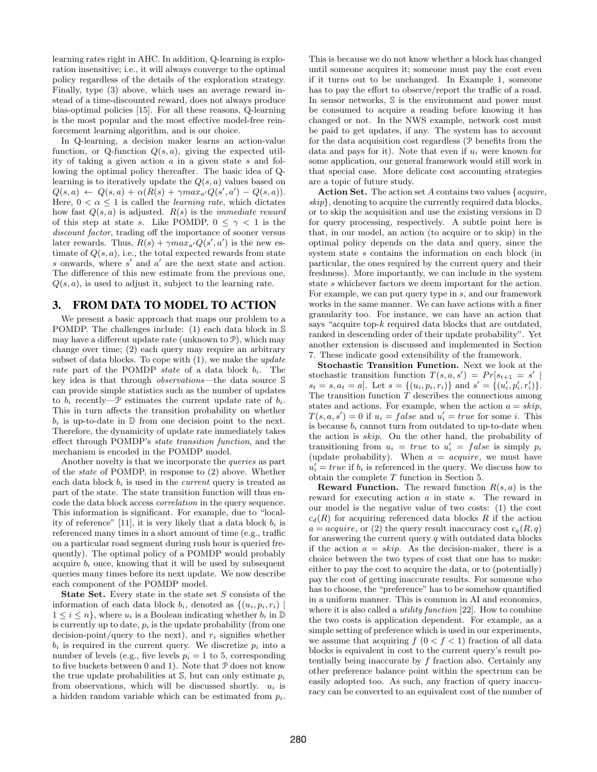learning rates right in AHC. In addition, Q-learning is exploration insensitive; i.e., it will always converge to the optimal policy regardless of the details of the exploration strategy. Finally, type (3) above, which uses an average reward instead of a time-discounted reward, does not always produce bias-optimal policies [15]. For all these reasons, Q-learning is the most popular and the most effective model-free reinforcement learning algorithm, and is our choice.

In Q-learning, a decision maker learns an action-value function, or Q-function $Q(s, a)$, giving the expected utility of taking a given action $a$ in a given state $s$ and following the optimal policy thereafter. The basic idea of Q-learning is to iteratively update the $Q(s, a)$ values based on $Q(s, a) \leftarrow Q(s, a) + \alpha(R(s) + \gamma max_{a'} Q(s', a') - Q(s, a))$. Here, $0 < \alpha \leq 1$ is called the *learning rate*, which dictates how fast $Q(s, a)$ is adjusted. $R(s)$ is the *immediate reward* of this step at state $s$. Like POMDP, $0 \leq \gamma < 1$ is the *discount factor*, trading off the importance of sooner versus later rewards. Thus, $R(s) + \gamma max_{a'} Q(s', a')$ is the new estimate of $Q(s, a)$, i.e., the total expected rewards from state $s$ onwards, where $s'$ and $a'$ are the next state and action. The difference of this new estimate from the previous one, $Q(s, a)$, is used to adjust it, subject to the learning rate.

# 3. FROM DATA TO MODEL TO ACTION

We present a basic approach that maps our problem to a POMDP. The challenges include: (1) each data block in $\mathbb{S}$ may have a different update rate (unknown to $\mathcal{P}$), which may change over time; (2) each query may require an arbitrary subset of data blocks. To cope with (1), we make the *update rate* part of the POMDP *state* of a data block $b_i$. The key idea is that through *observations*—the data source $\mathbb{S}$ can provide simple statistics such as the number of updates to $b_i$ recently—$\mathcal{P}$ estimates the current update rate of $b_i$. This in turn affects the transition probability on whether $b_i$ is up-to-date in $\mathbb{D}$ from one decision point to the next. Therefore, the dynamicity of update rate immediately takes effect through POMDP's *state transition function*, and the mechanism is encoded in the POMDP model.

Another novelty is that we incorporate the *queries* as part of the *state* of POMDP, in response to (2) above. Whether each data block $b_i$ is used in the *current* query is treated as part of the state. The state transition function will thus encode the data block access *correlation* in the query sequence. This information is significant. For example, due to "locality of reference" [11], it is very likely that a data block $b_i$ is referenced many times in a short amount of time (e.g., traffic on a particular road segment during rush hour is queried frequently). The optimal policy of a POMDP would probably acquire $b_i$ once, knowing that it will be used by subsequent queries many times before its next update. We now describe each component of the POMDP model.

**State Set.** Every state in the state set $S$ consists of the information of each data block $b_i$, denoted as $\{(u_i, p_i, r_i) \mid 1 \leq i \leq n\}$, where $u_i$ is a Boolean indicating whether $b_i$ in $\mathbb{D}$ is currently up to date, $p_i$ is the update probability (from one decision-point/query to the next), and $r_i$ signifies whether $b_i$ is required in the current query. We discretize $p_i$ into a number of levels (e.g., five levels $p_i = 1$ to 5, corresponding to five buckets between 0 and 1). Note that $\mathcal{P}$ does not know the true update probabilities at $\mathbb{S}$, but can only estimate $p_i$ from observations, which will be discussed shortly. $u_i$ is a hidden random variable which can be estimated from $p_i$. This is because we do not know whether a block has changed until someone acquires it; someone must pay the cost even if it turns out to be unchanged. In Example 1, someone has to pay the effort to observe/report the traffic of a road. In sensor networks, $\mathbb{S}$ is the environment and power must be consumed to acquire a reading before knowing it has changed or not. In the NWS example, network cost must be paid to get updates, if any. The system has to account for the data acquisition cost regardless ($\mathcal{P}$ benefits from the data and pays for it). Note that even if $u_i$ were known for some application, our general framework would still work in that special case. More delicate cost accounting strategies are a topic of future study.

**Action Set.** The action set $A$ contains two values {*acquire*, *skip*}, denoting to acquire the currently required data blocks, or to skip the acquisition and use the existing versions in $\mathbb{D}$ for query processing, respectively. A subtle point here is that, in our model, an action (to acquire or to skip) in the optimal policy depends on the data and query, since the system state $s$ contains the information on each block (in particular, the ones required by the current query and their freshness). More importantly, we can include in the system state $s$ whichever factors we deem important for the action. For example, we can put query type in $s$, and our framework works in the same manner. We can have actions with a finer granularity too. For instance, we can have an action that says "acquire top-$k$ required data blocks that are outdated, ranked in descending order of their update probability". Yet another extension is discussed and implemented in Section 7. These indicate good extensibility of the framework.

**Stochastic Transition Function.** Next we look at the stochastic transition function $T(s, a, s') = Pr[s_{t+1} = s' \mid s_t = s, a_t = a]$. Let $s = \{(u_i, p_i, r_i)\}$ and $s' = \{(u'_i, p'_i, r'_i)\}$. The transition function $T$ describes the connections among states and actions. For example, when the action $a = skip$, $T(s, a, s') = 0$ if $u_i = false$ and $u'_i = true$ for some $i$. This is because $b_i$ cannot turn from outdated to up-to-date when the action is *skip*. On the other hand, the probability of transitioning from $u_i = true$ to $u'_i = false$ is simply $p_i$ (update probability). When $a = acquire$, we must have $u'_i = true$ if $b_i$ is referenced in the query. We discuss how to obtain the complete $T$ function in Section 5.

**Reward Function.** The reward function $R(s, a)$ is the reward for executing action $a$ in state $s$. The reward in our model is the negative value of two costs: (1) the cost $c_d(R)$ for acquiring referenced data blocks $R$ if the action $a = acquire$, or (2) the query result inaccuracy cost $c_q(R, q)$ for answering the current query $q$ with outdated data blocks if the action $a = skip$. As the decision-maker, there is a choice between the two types of cost that one has to make: either to pay the cost to acquire the data, or to (potentially) pay the cost of getting inaccurate results. For someone who has to choose, the "preference" has to be somehow quantified in a uniform manner. This is common in AI and economics, where it is also called a *utility function* [22]. How to combine the two costs is application dependent. For example, as a simple setting of preference which is used in our experiments, we assume that acquiring $f$ $(0 < f < 1)$ fraction of all data blocks is equivalent in cost to the current query's result potentially being inaccurate by $f$ fraction also. Certainly any other preference balance point within the spectrum can be easily adopted too. As such, any fraction of query inaccuracy can be converted to an equivalent cost of the number of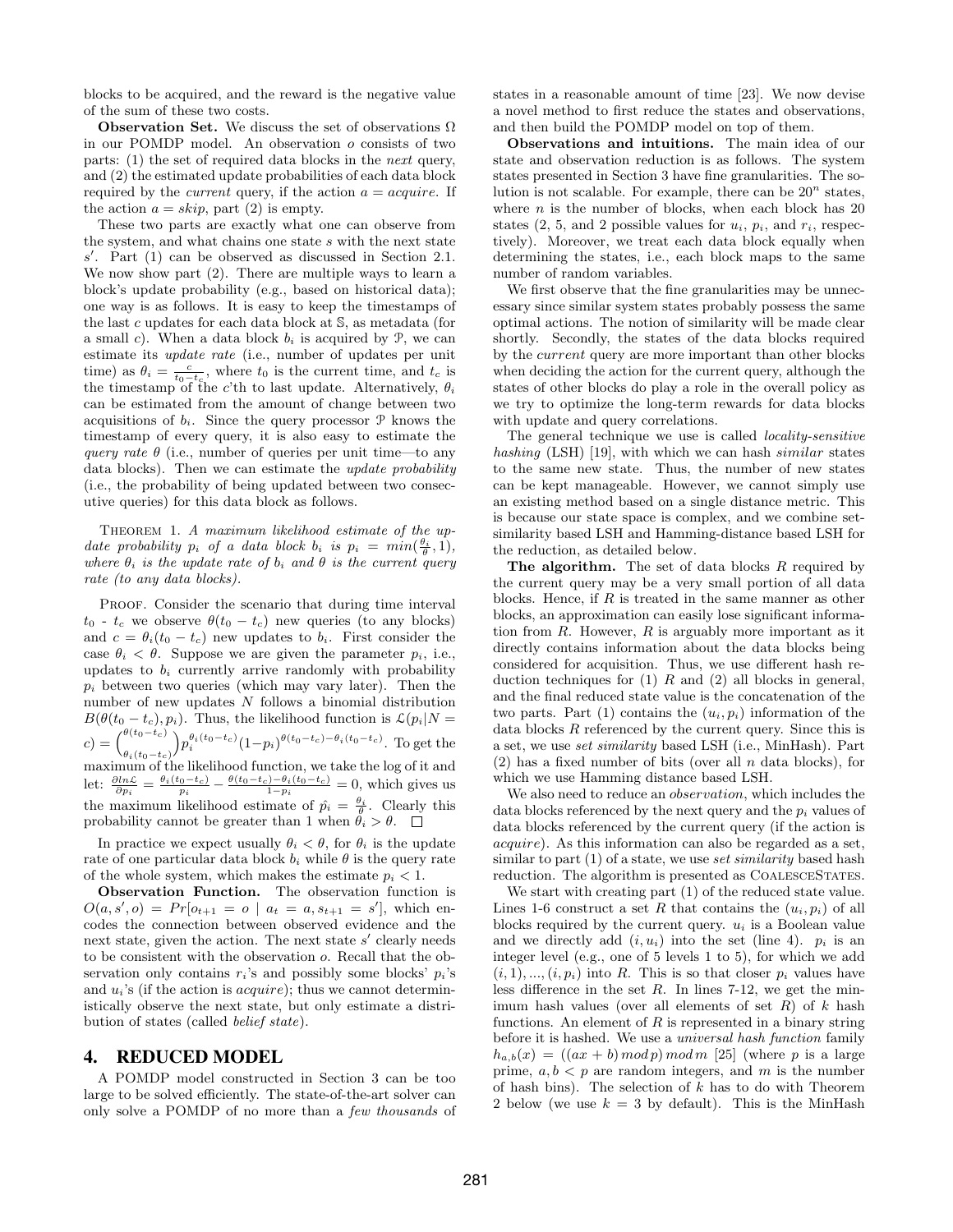blocks to be acquired, and the reward is the negative value of the sum of these two costs.

**Observation Set.** We discuss the set of observations $\Omega$ in our POMDP model. An observation $o$ consists of two parts: (1) the set of required data blocks in the *next* query, and (2) the estimated update probabilities of each data block required by the *current* query, if the action $a = acquire$. If the action $a = skip$, part (2) is empty.

These two parts are exactly what one can observe from the system, and what chains one state $s$ with the next state $s'$. Part (1) can be observed as discussed in Section 2.1. We now show part (2). There are multiple ways to learn a block's update probability (e.g., based on historical data); one way is as follows. It is easy to keep the timestamps of the last $c$ updates for each data block at $\mathbb{S}$, as metadata (for a small $c$). When a data block $b_i$ is acquired by $\mathcal{P}$, we can estimate its *update rate* (i.e., number of updates per unit time) as $\theta_i = \frac{c}{t_0 - t_c}$, where $t_0$ is the current time, and $t_c$ is the timestamp of the $c$'th to last update. Alternatively, $\theta_i$ can be estimated from the amount of change between two acquisitions of $b_i$. Since the query processor $\mathcal{P}$ knows the timestamp of every query, it is also easy to estimate the *query rate* $\theta$ (i.e., number of queries per unit time—to any data blocks). Then we can estimate the *update probability* (i.e., the probability of being updated between two consecutive queries) for this data block as follows.

THEOREM 1. *A maximum likelihood estimate of the update probability $p_i$ of a data block $b_i$ is $p_i = min(\frac{\theta_i}{\theta}, 1)$, where $\theta_i$ is the update rate of $b_i$ and $\theta$ is the current query rate (to any data blocks).*

PROOF. Consider the scenario that during time interval $t_0$ - $t_c$ we observe $\theta(t_0 - t_c)$ new queries (to any blocks) and $c = \theta_i(t_0 - t_c)$ new updates to $b_i$. First consider the case $\theta_i < \theta$. Suppose we are given the parameter $p_i$, i.e., updates to $b_i$ currently arrive randomly with probability $p_i$ between two queries (which may vary later). Then the number of new updates $N$ follows a binomial distribution $B(\theta(t_0 - t_c), p_i)$. Thus, the likelihood function is $\mathcal{L}(p_i|N = c) = \binom{\theta(t_0-t_c)}{\theta_i(t_0-t_c)} p_i^{\theta_i(t_0-t_c)}(1-p_i)^{\theta(t_0-t_c)-\theta_i(t_0-t_c)}$. To get the maximum of the likelihood function, we take the log of it and let: $\frac{\partial ln\mathcal{L}}{\partial p_i} = \frac{\theta_i(t_0-t_c)}{p_i} - \frac{\theta(t_0-t_c)-\theta_i(t_0-t_c)}{1-p_i} = 0$, which gives us the maximum likelihood estimate of $\hat{p_i} = \frac{\theta_i}{\theta}$. Clearly this probability cannot be greater than 1 when $\theta_i > \theta$. □

In practice we expect usually $\theta_i < \theta$, for $\theta_i$ is the update rate of one particular data block $b_i$ while $\theta$ is the query rate of the whole system, which makes the estimate $p_i < 1$.

**Observation Function.** The observation function is $O(a, s', o) = Pr[o_{t+1} = o \mid a_t = a, s_{t+1} = s']$, which encodes the connection between observed evidence and the next state, given the action. The next state $s'$ clearly needs to be consistent with the observation $o$. Recall that the observation only contains $r_i$'s and possibly some blocks' $p_i$'s and $u_i$'s (if the action is *acquire*); thus we cannot deterministically observe the next state, but only estimate a distribution of states (called *belief state*).

## 4. REDUCED MODEL

A POMDP model constructed in Section 3 can be too large to be solved efficiently. The state-of-the-art solver can only solve a POMDP of no more than a *few thousands* of states in a reasonable amount of time [23]. We now devise a novel method to first reduce the states and observations, and then build the POMDP model on top of them.

**Observations and intuitions.** The main idea of our state and observation reduction is as follows. The system states presented in Section 3 have fine granularities. The solution is not scalable. For example, there can be $20^n$ states, where $n$ is the number of blocks, when each block has 20 states (2, 5, and 2 possible values for $u_i$, $p_i$, and $r_i$, respectively). Moreover, we treat each data block equally when determining the states, i.e., each block maps to the same number of random variables.

We first observe that the fine granularities may be unnecessary since similar system states probably possess the same optimal actions. The notion of similarity will be made clear shortly. Secondly, the states of the data blocks required by the *current* query are more important than other blocks when deciding the action for the current query, although the states of other blocks do play a role in the overall policy as we try to optimize the long-term rewards for data blocks with update and query correlations.

The general technique we use is called *locality-sensitive hashing* (LSH) [19], with which we can hash *similar* states to the same new state. Thus, the number of new states can be kept manageable. However, we cannot simply use an existing method based on a single distance metric. This is because our state space is complex, and we combine set-similarity based LSH and Hamming-distance based LSH for the reduction, as detailed below.

**The algorithm.** The set of data blocks $R$ required by the current query may be a very small portion of all data blocks. Hence, if $R$ is treated in the same manner as other blocks, an approximation can easily lose significant information from $R$. However, $R$ is arguably more important as it directly contains information about the data blocks being considered for acquisition. Thus, we use different hash reduction techniques for (1) $R$ and (2) all blocks in general, and the final reduced state value is the concatenation of the two parts. Part (1) contains the $(u_i, p_i)$ information of the data blocks $R$ referenced by the current query. Since this is a set, we use *set similarity* based LSH (i.e., MinHash). Part (2) has a fixed number of bits (over all $n$ data blocks), for which we use Hamming distance based LSH.

We also need to reduce an *observation*, which includes the data blocks referenced by the next query and the $p_i$ values of data blocks referenced by the current query (if the action is *acquire*). As this information can also be regarded as a set, similar to part (1) of a state, we use *set similarity* based hash reduction. The algorithm is presented as COALESCESTATES.

We start with creating part (1) of the reduced state value. Lines 1-6 construct a set $R$ that contains the $(u_i, p_i)$ of all blocks required by the current query. $u_i$ is a Boolean value and we directly add $(i, u_i)$ into the set (line 4). $p_i$ is an integer level (e.g., one of 5 levels 1 to 5), for which we add $(i, 1), ..., (i, p_i)$ into $R$. This is so that closer $p_i$ values have less difference in the set $R$. In lines 7-12, we get the minimum hash values (over all elements of set $R$) of $k$ hash functions. An element of $R$ is represented in a binary string before it is hashed. We use a *universal hash function* family $h_{a,b}(x) = ((ax + b) \, mod \, p) \, mod \, m$ [25] (where $p$ is a large prime, $a, b < p$ are random integers, and $m$ is the number of hash bins). The selection of $k$ has to do with Theorem 2 below (we use $k = 3$ by default). This is the MinHash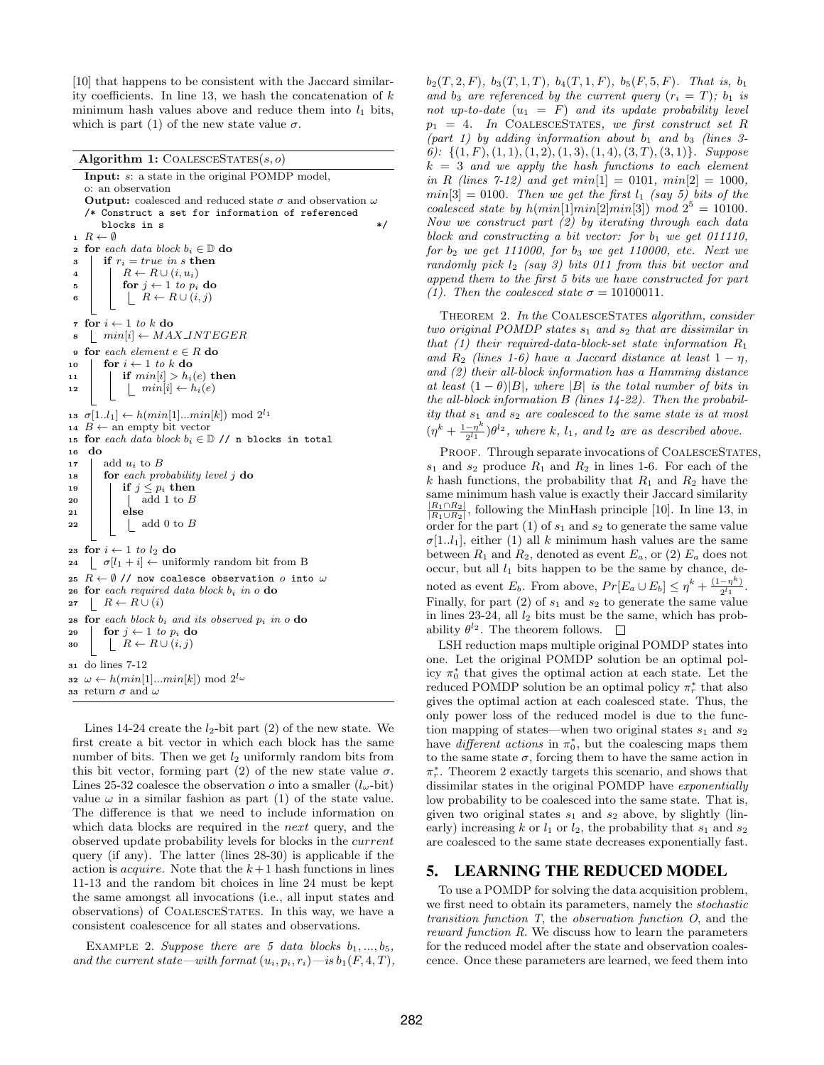[10] that happens to be consistent with the Jaccard similarity coefficients. In line 13, we hash the concatenation of $k$ minimum hash values above and reduce them into $l_1$ bits, which is part (1) of the new state value $\sigma$.

**Algorithm 1:** COALESCESTATES($s, o$)

```
   Input: s: a state in the original POMDP model,
   o: an observation
   Output: coalesced and reduced state σ and observation ω
   /* Construct a set for information of referenced
      blocks in s                                          */
1  R ← ∅
2  for each data block b_i ∈ D do
3      if r_i = true in s then
4          R ← R ∪ (i, u_i)
5          for j ← 1 to p_i do
6              R ← R ∪ (i, j)
7  for i ← 1 to k do
8      min[i] ← MAX_INTEGER
9  for each element e ∈ R do
10     for i ← 1 to k do
11         if min[i] > h_i(e) then
12             min[i] ← h_i(e)
13 σ[1..l_1] ← h(min[1]...min[k]) mod 2^{l_1}
14 B ← an empty bit vector
15 for each data block b_i ∈ D // n blocks in total
16 do
17     add u_i to B
18     for each probability level j do
19         if j ≤ p_i then
20             add 1 to B
21         else
22             add 0 to B
23 for i ← 1 to l_2 do
24     σ[l_1 + i] ← uniformly random bit from B
25 R ← ∅ // now coalesce observation o into ω
26 for each required data block b_i in o do
27     R ← R ∪ (i)
28 for each block b_i and its observed p_i in o do
29     for j ← 1 to p_i do
30         R ← R ∪ (i, j)
31 do lines 7-12
32 ω ← h(min[1]...min[k]) mod 2^{l_ω}
33 return σ and ω
```

Lines 14-24 create the $l_2$-bit part (2) of the new state. We first create a bit vector in which each block has the same number of bits. Then we get $l_2$ uniformly random bits from this bit vector, forming part (2) of the new state value $\sigma$. Lines 25-32 coalesce the observation $o$ into a smaller ($l_\omega$-bit) value $\omega$ in a similar fashion as part (1) of the state value. The difference is that we need to include information on which data blocks are required in the *next* query, and the observed update probability levels for blocks in the *current* query (if any). The latter (lines 28-30) is applicable if the action is *acquire*. Note that the $k+1$ hash functions in lines 11-13 and the random bit choices in line 24 must be kept the same amongst all invocations (i.e., all input states and observations) of COALESCESTATES. In this way, we have a consistent coalescence for all states and observations.

EXAMPLE 2. *Suppose there are 5 data blocks $b_1, ..., b_5$, and the current state—with format $(u_i, p_i, r_i)$—is $b_1(F, 4, T)$, $b_2(T, 2, F)$, $b_3(T, 1, T)$, $b_4(T, 1, F)$, $b_5(F, 5, F)$. That is, $b_1$ and $b_3$ are referenced by the current query ($r_i = T$); $b_1$ is not up-to-date ($u_1 = F$) and its update probability level $p_1 = 4$. In* COALESCESTATES, *we first construct set $R$ (part 1) by adding information about $b_1$ and $b_3$ (lines 3-6): $\{(1, F), (1, 1), (1, 2), (1, 3), (1, 4), (3, T), (3, 1)\}$. Suppose $k = 3$ and we apply the hash functions to each element in $R$ (lines 7-12) and get $min[1] = 0101$, $min[2] = 1000$, $min[3] = 0100$. Then we get the first $l_1$ (say 5) bits of the coalesced state by $h(min[1]min[2]min[3]) \bmod 2^5 = 10100$. Now we construct part (2) by iterating through each data block and constructing a bit vector: for $b_1$ we get 011110, for $b_2$ we get 111000, for $b_3$ we get 110000, etc. Next we randomly pick $l_2$ (say 3) bits 011 from this bit vector and append them to the first 5 bits we have constructed for part (1). Then the coalesced state $\sigma = 10100011$.*

THEOREM 2. *In the* COALESCESTATES *algorithm, consider two original POMDP states $s_1$ and $s_2$ that are dissimilar in that (1) their required-data-block-set state information $R_1$ and $R_2$ (lines 1-6) have a Jaccard distance at least $1 - \eta$, and (2) their all-block information has a Hamming distance at least $(1 - \theta)|B|$, where $|B|$ is the total number of bits in the all-block information $B$ (lines 14-22). Then the probability that $s_1$ and $s_2$ are coalesced to the same state is at most $(\eta^k + \frac{1-\eta^k}{2^{l_1}})\theta^{l_2}$, where $k$, $l_1$, and $l_2$ are as described above.*

PROOF. Through separate invocations of COALESCESTATES, $s_1$ and $s_2$ produce $R_1$ and $R_2$ in lines 1-6. For each of the $k$ hash functions, the probability that $R_1$ and $R_2$ have the same minimum hash value is exactly their Jaccard similarity $\frac{|R_1 \cap R_2|}{|R_1 \cup R_2|}$, following the MinHash principle [10]. In line 13, in order for the part (1) of $s_1$ and $s_2$ to generate the same value $\sigma[1..l_1]$, either (1) all $k$ minimum hash values are the same between $R_1$ and $R_2$, denoted as event $E_a$, or (2) $E_a$ does not occur, but all $l_1$ bits happen to be the same by chance, denoted as event $E_b$. From above, $Pr[E_a \cup E_b] \leq \eta^k + \frac{(1-\eta^k)}{2^{l_1}}$. Finally, for part (2) of $s_1$ and $s_2$ to generate the same value in lines 23-24, all $l_2$ bits must be the same, which has probability $\theta^{l_2}$. The theorem follows. $\square$

LSH reduction maps multiple original POMDP states into one. Let the original POMDP solution be an optimal policy $\pi_0^*$ that gives the optimal action at each state. Let the reduced POMDP solution be an optimal policy $\pi_r^*$ that also gives the optimal action at each coalesced state. Thus, the only power loss of the reduced model is due to the function mapping of states—when two original states $s_1$ and $s_2$ have *different actions* in $\pi_0^*$, but the coalescing maps them to the same state $\sigma$, forcing them to have the same action in $\pi_r^*$. Theorem 2 exactly targets this scenario, and shows that dissimilar states in the original POMDP have *exponentially* low probability to be coalesced into the same state. That is, given two original states $s_1$ and $s_2$ above, by slightly (linearly) increasing $k$ or $l_1$ or $l_2$, the probability that $s_1$ and $s_2$ are coalesced to the same state decreases exponentially fast.

## 5. LEARNING THE REDUCED MODEL

To use a POMDP for solving the data acquisition problem, we first need to obtain its parameters, namely the *stochastic transition function T*, the *observation function O*, and the *reward function R*. We discuss how to learn the parameters for the reduced model after the state and observation coalescence. Once these parameters are learned, we feed them into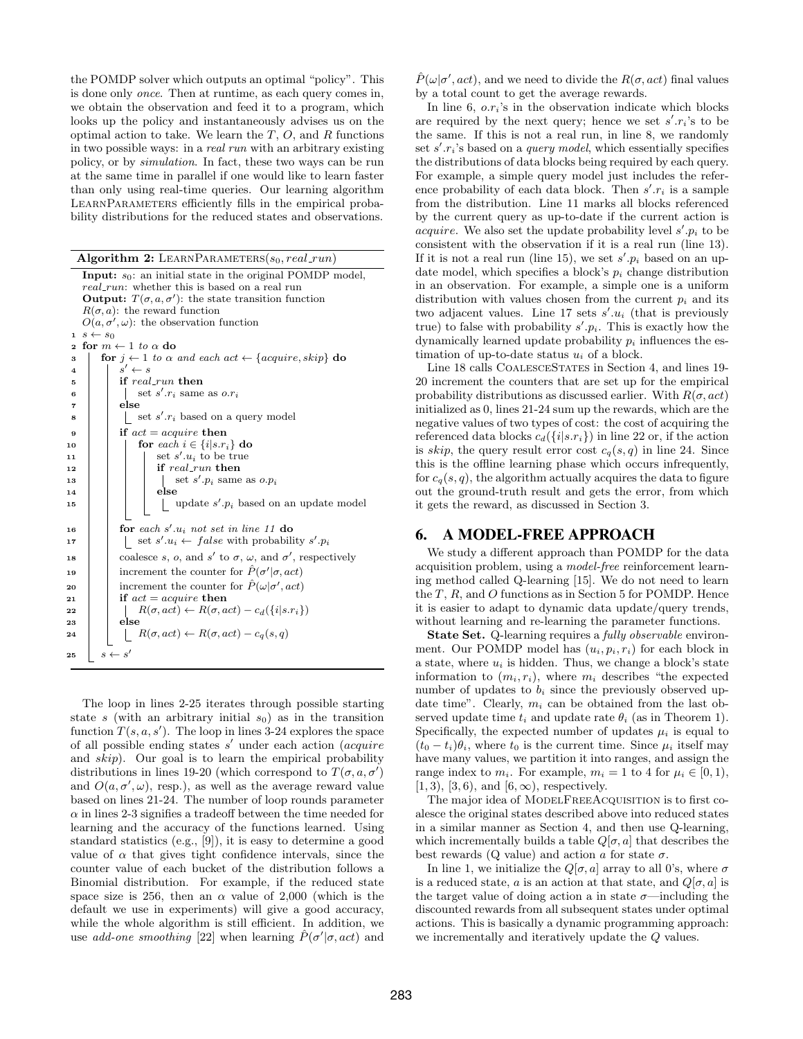the POMDP solver which outputs an optimal "policy". This is done only *once*. Then at runtime, as each query comes in, we obtain the observation and feed it to a program, which looks up the policy and instantaneously advises us on the optimal action to take. We learn the $T$, $O$, and $R$ functions in two possible ways: in a *real run* with an arbitrary existing policy, or by *simulation*. In fact, these two ways can be run at the same time in parallel if one would like to learn faster than only using real-time queries. Our learning algorithm LearnParameters efficiently fills in the empirical probability distributions for the reduced states and observations.

**Algorithm 2:** LearnParameters($s_0$, *real_run*)

```
Input: s_0: an initial state in the original POMDP model,
       real_run: whether this is based on a real run
Output: T(σ, a, σ'): the state transition function
        R(σ, a): the reward function
        O(a, σ', ω): the observation function
1  s ← s_0
2  for m ← 1 to α do
3      for j ← 1 to α and each act ← {acquire, skip} do
4          s' ← s
5          if real_run then
6              set s'.r_i same as o.r_i
7          else
8              set s'.r_i based on a query model
9          if act = acquire then
10             for each i ∈ {i|s.r_i} do
11                 set s'.u_i to be true
12                 if real_run then
13                     set s'.p_i same as o.p_i
14                 else
15                     update s'.p_i based on an update model
16         for each s'.u_i not set in line 11 do
17             set s'.u_i ← false with probability s'.p_i
18         coalesce s, o, and s' to σ, ω, and σ', respectively
19         increment the counter for P̂(σ'|σ, act)
20         increment the counter for P̂(ω|σ', act)
21         if act = acquire then
22             R(σ, act) ← R(σ, act) − c_d({i|s.r_i})
23         else
24             R(σ, act) ← R(σ, act) − c_q(s, q)
25     s ← s'
```

The loop in lines 2-25 iterates through possible starting state $s$ (with an arbitrary initial $s_0$) as in the transition function $T(s, a, s')$. The loop in lines 3-24 explores the space of all possible ending states $s'$ under each action (*acquire* and *skip*). Our goal is to learn the empirical probability distributions in lines 19-20 (which correspond to $T(\sigma, a, \sigma')$ and $O(a, \sigma', \omega)$, resp.), as well as the average reward value based on lines 21-24. The number of loop rounds parameter $\alpha$ in lines 2-3 signifies a tradeoff between the time needed for learning and the accuracy of the functions learned. Using standard statistics (e.g., [9]), it is easy to determine a good value of $\alpha$ that gives tight confidence intervals, since the counter value of each bucket of the distribution follows a Binomial distribution. For example, if the reduced state space size is 256, then an $\alpha$ value of 2,000 (which is the default we use in experiments) will give a good accuracy, while the whole algorithm is still efficient. In addition, we use *add-one smoothing* [22] when learning $\hat{P}(\sigma'|\sigma, act)$ and $\hat{P}(\omega|\sigma', act)$, and we need to divide the $R(\sigma, act)$ final values by a total count to get the average rewards.

In line 6, $o.r_i$'s in the observation indicate which blocks are required by the next query; hence we set $s'.r_i$'s to be the same. If this is not a real run, in line 8, we randomly set $s'.r_i$'s based on a *query model*, which essentially specifies the distributions of data blocks being required by each query. For example, a simple query model just includes the reference probability of each data block. Then $s'.r_i$ is a sample from the distribution. Line 11 marks all blocks referenced by the current query as up-to-date if the current action is *acquire*. We also set the update probability level $s'.p_i$ to be consistent with the observation if it is a real run (line 13). If it is not a real run (line 15), we set $s'.p_i$ based on an update model, which specifies a block's $p_i$ change distribution in an observation. For example, a simple one is a uniform distribution with values chosen from the current $p_i$ and its two adjacent values. Line 17 sets $s'.u_i$ (that is previously true) to false with probability $s'.p_i$. This is exactly how the dynamically learned update probability $p_i$ influences the estimation of up-to-date status $u_i$ of a block.

Line 18 calls CoalesceStates in Section 4, and lines 19-20 increment the counters that are set up for the empirical probability distributions as discussed earlier. With $R(\sigma, act)$ initialized as 0, lines 21-24 sum up the rewards, which are the negative values of two types of cost: the cost of acquiring the referenced data blocks $c_d(\{i|s.r_i\})$ in line 22 or, if the action is *skip*, the query result error cost $c_q(s, q)$ in line 24. Since this is the offline learning phase which occurs infrequently, for $c_q(s, q)$, the algorithm actually acquires the data to figure out the ground-truth result and gets the error, from which it gets the reward, as discussed in Section 3.

## 6. A MODEL-FREE APPROACH

We study a different approach than POMDP for the data acquisition problem, using a *model-free* reinforcement learning method called Q-learning [15]. We do not need to learn the $T$, $R$, and $O$ functions as in Section 5 for POMDP. Hence it is easier to adapt to dynamic data update/query trends, without learning and re-learning the parameter functions.

**State Set.** Q-learning requires a *fully observable* environment. Our POMDP model has $(u_i, p_i, r_i)$ for each block in a state, where $u_i$ is hidden. Thus, we change a block's state information to $(m_i, r_i)$, where $m_i$ describes "the expected number of updates to $b_i$ since the previously observed update time". Clearly, $m_i$ can be obtained from the last observed update time $t_i$ and update rate $\theta_i$ (as in Theorem 1). Specifically, the expected number of updates $\mu_i$ is equal to $(t_0 - t_i)\theta_i$, where $t_0$ is the current time. Since $\mu_i$ itself may have many values, we partition it into ranges, and assign the range index to $m_i$. For example, $m_i = 1$ to 4 for $\mu_i \in [0, 1)$, $[1, 3)$, $[3, 6)$, and $[6, \infty)$, respectively.

The major idea of ModelFreeAcquisition is to first coalesce the original states described above into reduced states in a similar manner as Section 4, and then use Q-learning, which incrementally builds a table $Q[\sigma, a]$ that describes the best rewards (Q value) and action $a$ for state $\sigma$.

In line 1, we initialize the $Q[\sigma, a]$ array to all 0's, where $\sigma$ is a reduced state, $a$ is an action at that state, and $Q[\sigma, a]$ is the target value of doing action a in state $\sigma$—including the discounted rewards from all subsequent states under optimal actions. This is basically a dynamic programming approach: we incrementally and iteratively update the $Q$ values.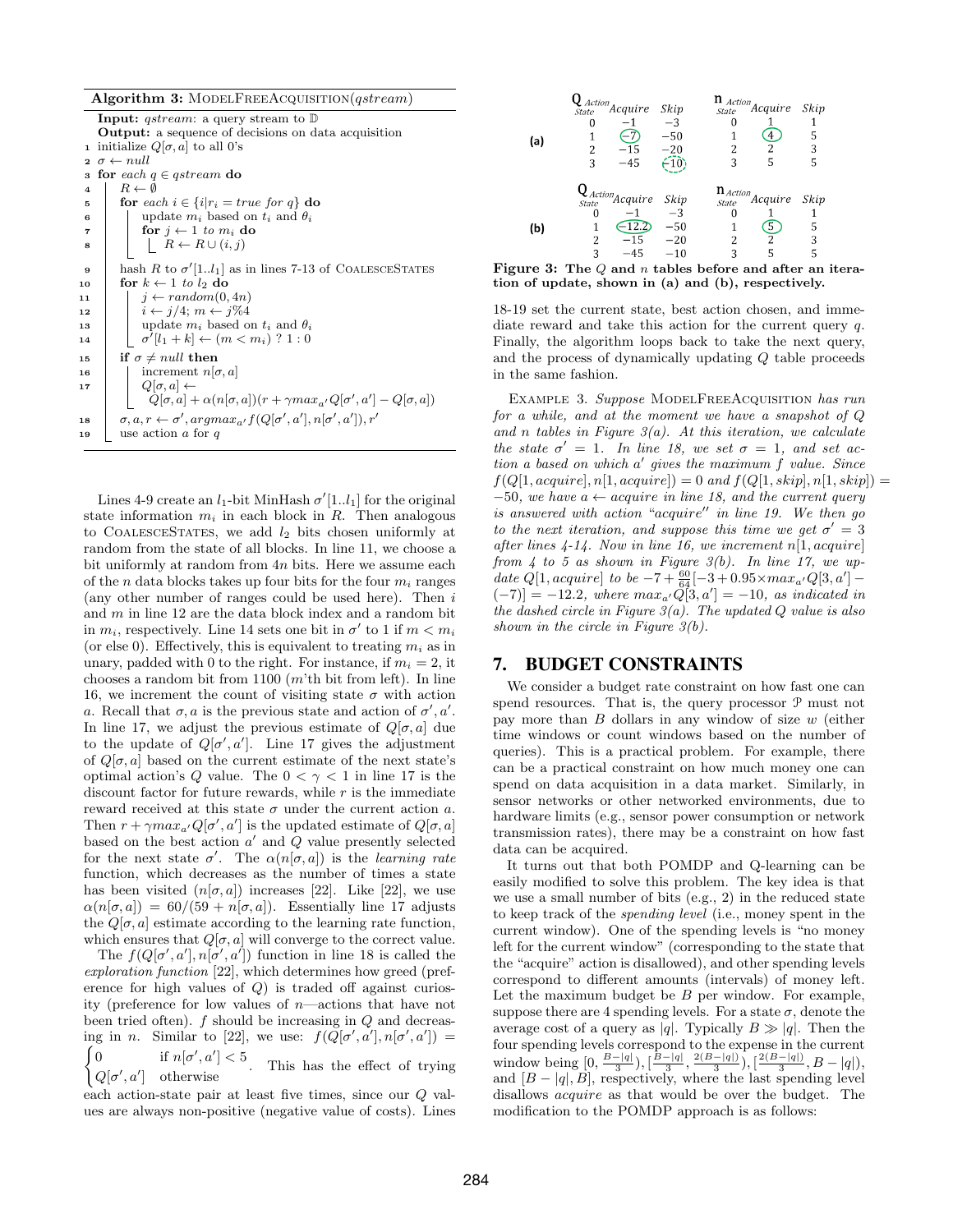**Algorithm 3:** ModelFreeAcquisition(*qstream*)

```
Input: qstream: a query stream on 𝔻
Output: a sequence of decisions on data acquisition
1  initialize Q[σ, a] to all 0's
2  σ ← null
3  for each q ∈ qstream do
4      R ← ∅
5      for each i ∈ {i | r_i = true for q} do
6          update m_i based on t_i and θ_i
7          for j ← 1 to m_i do
8              R ← R ∪ (i, j)
9      hash R to σ'[1..l_1] as in lines 7-13 of CoalesceStates
10     for k ← 1 to l_2 do
11         j ← random(0, 4n)
12         i ← j/4; m ← j%4
13         update m_i based on t_i and θ_i
14         σ'[l_1 + k] ← (m < m_i) ? 1 : 0
15     if σ ≠ null then
16         increment n[σ, a]
17         Q[σ, a] ←
               Q[σ, a] + α(n[σ, a])(r + γ max_{a'} Q[σ', a'] − Q[σ, a])
18     σ, a, r ← σ', argmax_{a'} f(Q[σ', a'], n[σ', a']), r'
19     use action a for q
```

Lines 4-9 create an $l_1$-bit MinHash $\sigma'[1..l_1]$ for the original state information $m_i$ in each block in $R$. Then analogous to CoalesceStates, we add $l_2$ bits chosen uniformly at random from the state of all blocks. In line 11, we choose a bit uniformly at random from $4n$ bits. Here we assume each of the $n$ data blocks takes up four bits for the four $m_i$ ranges (any other number of ranges could be used here). Then $i$ and $m$ in line 12 are the data block index and a random bit in $m_i$, respectively. Line 14 sets one bit in $\sigma'$ to 1 if $m < m_i$ (or else 0). Effectively, this is equivalent to treating $m_i$ as in unary, padded with 0 to the right. For instance, if $m_i = 2$, it chooses a random bit from 1100 ($m$'th bit from left). In line 16, we increment the count of visiting state $\sigma$ with action $a$. Recall that $\sigma, a$ is the previous state and action of $\sigma', a'$. In line 17, we adjust the previous estimate of $Q[\sigma, a]$ due to the update of $Q[\sigma', a']$. Line 17 gives the adjustment of $Q[\sigma, a]$ based on the current estimate of the next state's optimal action's $Q$ value. The $0 < \gamma < 1$ in line 17 is the discount factor for future rewards, while $r$ is the immediate reward received at this state $\sigma$ under the current action $a$. Then $r + \gamma max_{a'} Q[\sigma', a']$ is the updated estimate of $Q[\sigma, a]$ based on the best action $a'$ and $Q$ value presently selected for the next state $\sigma'$. The $\alpha(n[\sigma, a])$ is the *learning rate* function, which decreases as the number of times a state has been visited ($n[\sigma, a]$) increases [22]. Like [22], we use $\alpha(n[\sigma, a]) = 60/(59 + n[\sigma, a])$. Essentially line 17 adjusts the $Q[\sigma, a]$ estimate according to the learning rate function, which ensures that $Q[\sigma, a]$ will converge to the correct value.

The $f(Q[\sigma', a'], n[\sigma', a'])$ function in line 18 is called the *exploration function* [22], which determines how greed (preference for high values of $Q$) is traded off against curiosity (preference for low values of $n$—actions that have not been tried often). $f$ should be increasing in $Q$ and decreasing in $n$. Similar to [22], we use: $f(Q[\sigma', a'], n[\sigma', a']) = \begin{cases} 0 & \text{if } n[\sigma', a'] < 5 \\ Q[\sigma', a'] & \text{otherwise} \end{cases}$. This has the effect of trying each action-state pair at least five times, since our $Q$ values are always non-positive (negative value of costs). Lines 18-19 set the current state, best action chosen, and immediate reward and take this action for the current query $q$. Finally, the algorithm loops back to take the next query, and the process of dynamically updating $Q$ table proceeds in the same fashion.

(a)

| Q: State \ Action | Acquire | Skip |
|---|---|---|
| 0 | −1 | −3 |
| 1 | −7 | −50 |
| 2 | −15 | −20 |
| 3 | −45 | −10 |

| n: State \ Action | Acquire | Skip |
|---|---|---|
| 0 | 1 | 1 |
| 1 | 4 | 5 |
| 2 | 2 | 3 |
| 3 | 5 | 5 |

(b)

| Q: State \ Action | Acquire | Skip |
|---|---|---|
| 0 | −1 | −3 |
| 1 | −12.2 | −50 |
| 2 | −15 | −20 |
| 3 | −45 | −10 |

| n: State \ Action | Acquire | Skip |
|---|---|---|
| 0 | 1 | 1 |
| 1 | 5 | 5 |
| 2 | 2 | 3 |
| 3 | 5 | 5 |

**Figure 3: The $Q$ and $n$ tables before and after an iteration of update, shown in (a) and (b), respectively.**

Example 3. *Suppose* ModelFreeAcquisition *has run for a while, and at the moment we have a snapshot of $Q$ and $n$ tables in Figure 3(a). At this iteration, we calculate the state $\sigma' = 1$. In line 18, we set $\sigma = 1$, and set action $a$ based on which $a'$ gives the maximum $f$ value. Since $f(Q[1, acquire], n[1, acquire]) = 0$ and $f(Q[1, skip], n[1, skip]) = -50$, we have $a \leftarrow acquire$ in line 18, and the current query is answered with action "acquire" in line 19. We then go to the next iteration, and suppose this time we get $\sigma' = 3$ after lines 4-14. Now in line 16, we increment $n[1, acquire]$ from 4 to 5 as shown in Figure 3(b). In line 17, we update $Q[1, acquire]$ to be $-7 + \frac{60}{64}[-3 + 0.95 \times max_{a'} Q[3, a'] - (-7)] = -12.2$, where $max_{a'} Q[3, a'] = -10$, as indicated in the dashed circle in Figure 3(a). The updated $Q$ value is also shown in the circle in Figure 3(b).*

## 7. BUDGET CONSTRAINTS

We consider a budget rate constraint on how fast one can spend resources. That is, the query processor $\mathcal{P}$ must not pay more than $B$ dollars in any window of size $w$ (either time windows or count windows based on the number of queries). This is a practical problem. For example, there can be a practical constraint on how much money one can spend on data acquisition in a data market. Similarly, in sensor networks or other networked environments, due to hardware limits (e.g., sensor power consumption or network transmission rates), there may be a constraint on how fast data can be acquired.

It turns out that both POMDP and Q-learning can be easily modified to solve this problem. The key idea is that we use a small number of bits (e.g., 2) in the reduced state to keep track of the *spending level* (i.e., money spent in the current window). One of the spending levels is "no money left for the current window" (corresponding to the state that the "acquire" action is disallowed), and other spending levels correspond to different amounts (intervals) of money left. Let the maximum budget be $B$ per window. For example, suppose there are 4 spending levels. For a state $\sigma$, denote the average cost of a query as $|q|$. Typically $B \gg |q|$. Then the four spending levels correspond to the expense in the current window being $[0, \frac{B-|q|}{3})$, $[\frac{B-|q|}{3}, \frac{2(B-|q|)}{3})$, $[\frac{2(B-|q|)}{3}, B - |q|)$, and $[B - |q|, B]$, respectively, where the last spending level disallows *acquire* as that would be over the budget. The modification to the POMDP approach is as follows: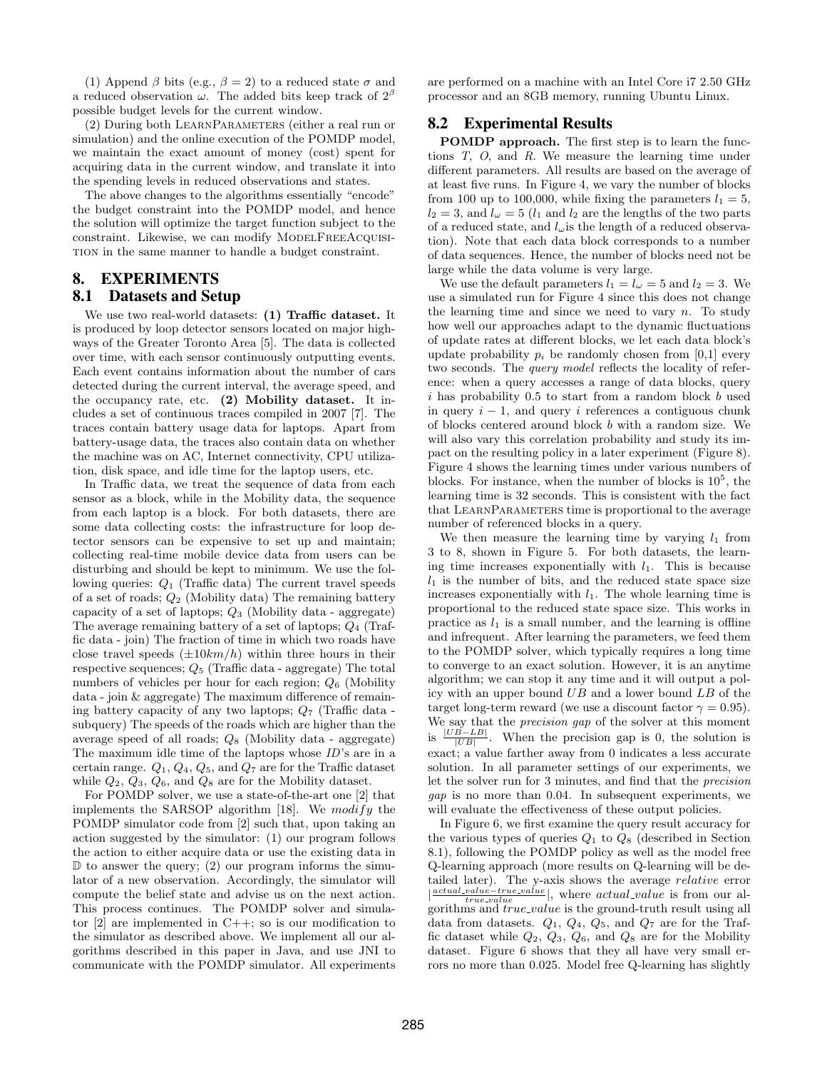(1) Append $\beta$ bits (e.g., $\beta = 2$) to a reduced state $\sigma$ and a reduced observation $\omega$. The added bits keep track of $2^\beta$ possible budget levels for the current window.

(2) During both LEARNPARAMETERS (either a real run or simulation) and the online execution of the POMDP model, we maintain the exact amount of money (cost) spent for acquiring data in the current window, and translate it into the spending levels in reduced observations and states.

The above changes to the algorithms essentially "encode" the budget constraint into the POMDP model, and hence the solution will optimize the target function subject to the constraint. Likewise, we can modify MODELFREEACQUISITION in the same manner to handle a budget constraint.

# 8. EXPERIMENTS

## 8.1 Datasets and Setup

We use two real-world datasets: **(1) Traffic dataset.** It is produced by loop detector sensors located on major highways of the Greater Toronto Area [5]. The data is collected over time, with each sensor continuously outputting events. Each event contains information about the number of cars detected during the current interval, the average speed, and the occupancy rate, etc. **(2) Mobility dataset.** It includes a set of continuous traces compiled in 2007 [7]. The traces contain battery usage data for laptops. Apart from battery-usage data, the traces also contain data on whether the machine was on AC, Internet connectivity, CPU utilization, disk space, and idle time for the laptop users, etc.

In Traffic data, we treat the sequence of data from each sensor as a block, while in the Mobility data, the sequence from each laptop is a block. For both datasets, there are some data collecting costs: the infrastructure for loop detector sensors can be expensive to set up and maintain; collecting real-time mobile device data from users can be disturbing and should be kept to minimum. We use the following queries: $Q_1$ (Traffic data) The current travel speeds of a set of roads; $Q_2$ (Mobility data) The remaining battery capacity of a set of laptops; $Q_3$ (Mobility data - aggregate) The average remaining battery of a set of laptops; $Q_4$ (Traffic data - join) The fraction of time in which two roads have close travel speeds ($\pm 10km/h$) within three hours in their respective sequences; $Q_5$ (Traffic data - aggregate) The total numbers of vehicles per hour for each region; $Q_6$ (Mobility data - join & aggregate) The maximum difference of remaining battery capacity of any two laptops; $Q_7$ (Traffic data - subquery) The speeds of the roads which are higher than the average speed of all roads; $Q_8$ (Mobility data - aggregate) The maximum idle time of the laptops whose $ID$'s are in a certain range. $Q_1$, $Q_4$, $Q_5$, and $Q_7$ are for the Traffic dataset while $Q_2$, $Q_3$, $Q_6$, and $Q_8$ are for the Mobility dataset.

For POMDP solver, we use a state-of-the-art one [2] that implements the SARSOP algorithm [18]. We *modify* the POMDP simulator code from [2] such that, upon taking an action suggested by the simulator: (1) our program follows the action to either acquire data or use the existing data in $\mathbb{D}$ to answer the query; (2) our program informs the simulator of a new observation. Accordingly, the simulator will compute the belief state and advise us on the next action. This process continues. The POMDP solver and simulator [2] are implemented in C++; so is our modification to the simulator as described above. We implement all our algorithms described in this paper in Java, and use JNI to communicate with the POMDP simulator. All experiments are performed on a machine with an Intel Core i7 2.50 GHz processor and an 8GB memory, running Ubuntu Linux.

## 8.2 Experimental Results

**POMDP approach.** The first step is to learn the functions $T$, $O$, and $R$. We measure the learning time under different parameters. All results are based on the average of at least five runs. In Figure 4, we vary the number of blocks from 100 up to 100,000, while fixing the parameters $l_1 = 5$, $l_2 = 3$, and $l_\omega = 5$ ($l_1$ and $l_2$ are the lengths of the two parts of a reduced state, and $l_\omega$is the length of a reduced observation). Note that each data block corresponds to a number of data sequences. Hence, the number of blocks need not be large while the data volume is very large.

We use the default parameters $l_1 = l_\omega = 5$ and $l_2 = 3$. We use a simulated run for Figure 4 since this does not change the learning time and since we need to vary $n$. To study how well our approaches adapt to the dynamic fluctuations of update rates at different blocks, we let each data block's update probability $p_i$ be randomly chosen from [0,1] every two seconds. The *query model* reflects the locality of reference: when a query accesses a range of data blocks, query $i$ has probability 0.5 to start from a random block $b$ used in query $i - 1$, and query $i$ references a contiguous chunk of blocks centered around block $b$ with a random size. We will also vary this correlation probability and study its impact on the resulting policy in a later experiment (Figure 8). Figure 4 shows the learning times under various numbers of blocks. For instance, when the number of blocks is $10^5$, the learning time is 32 seconds. This is consistent with the fact that LEARNPARAMETERS time is proportional to the average number of referenced blocks in a query.

We then measure the learning time by varying $l_1$ from 3 to 8, shown in Figure 5. For both datasets, the learning time increases exponentially with $l_1$. This is because $l_1$ is the number of bits, and the reduced state space size increases exponentially with $l_1$. The whole learning time is proportional to the reduced state space size. This works in practice as $l_1$ is a small number, and the learning is offline and infrequent. After learning the parameters, we feed them to the POMDP solver, which typically requires a long time to converge to an exact solution. However, it is an anytime algorithm; we can stop it any time and it will output a policy with an upper bound $UB$ and a lower bound $LB$ of the target long-term reward (we use a discount factor $\gamma = 0.95$). We say that the *precision gap* of the solver at this moment is $\frac{|UB-LB|}{|UB|}$. When the precision gap is 0, the solution is exact; a value farther away from 0 indicates a less accurate solution. In all parameter settings of our experiments, we let the solver run for 3 minutes, and find that the *precision gap* is no more than 0.04. In subsequent experiments, we will evaluate the effectiveness of these output policies.

In Figure 6, we first examine the query result accuracy for the various types of queries $Q_1$ to $Q_8$ (described in Section 8.1), following the POMDP policy as well as the model free Q-learning approach (more results on Q-learning will be detailed later). The y-axis shows the average *relative* error $|\frac{actual\_value - true\_value}{true\_value}|$, where $actual\_value$ is from our algorithms and $true\_value$ is the ground-truth result using all data from datasets. $Q_1$, $Q_4$, $Q_5$, and $Q_7$ are for the Traffic dataset while $Q_2$, $Q_3$, $Q_6$, and $Q_8$ are for the Mobility dataset. Figure 6 shows that they all have very small errors no more than 0.025. Model free Q-learning has slightly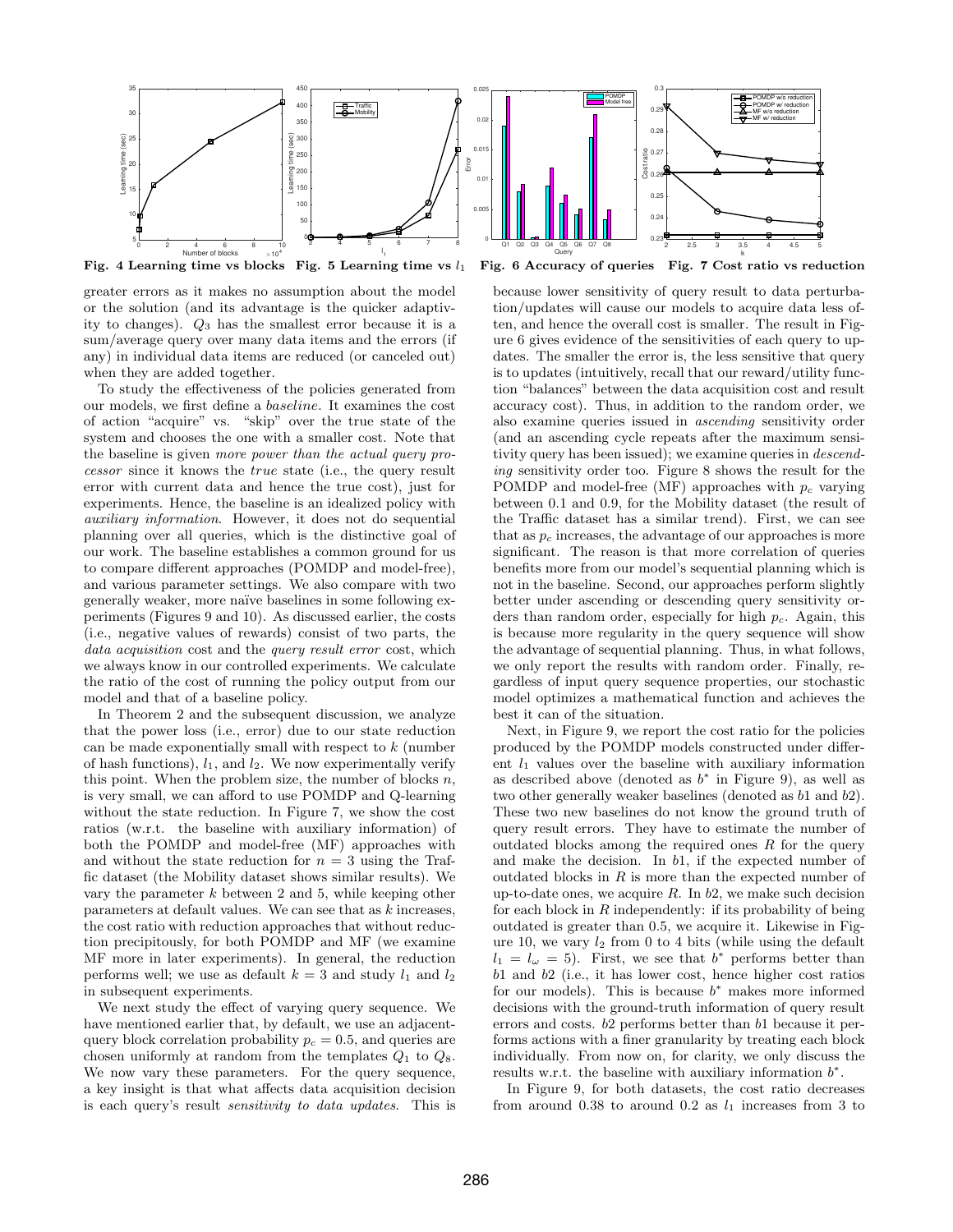35
30
25
20
15
10
5
Learning time (sec)
0 2 4 6 8 10
Number of blocks ×10^4

450
400
350
300
250
200
150
100
50
0
Learning time (sec)
Traffic
Mobility
3 4 5 6 7 8
$l_1$

0.025
0.02
0.015
0.01
0.005
0
Error
POMDP
Model free
Q1 Q2 Q3 Q4 Q5 Q6 Q7 Q8
Query

0.3
0.29
0.28
0.27
0.26
0.25
0.24
0.23
Cost ratio
POMDP w/o reduction
POMDP w/ reduction
MF w/o reduction
MF w/ reduction
2 2.5 3 3.5 4 4.5 5
k

**Fig. 4 Learning time vs blocks Fig. 5 Learning time vs $l_1$ Fig. 6 Accuracy of queries Fig. 7 Cost ratio vs reduction**

greater errors as it makes no assumption about the model or the solution (and its advantage is the quicker adaptivity to changes). $Q_3$ has the smallest error because it is a sum/average query over many data items and the errors (if any) in individual data items are reduced (or canceled out) when they are added together.

To study the effectiveness of the policies generated from our models, we first define a *baseline*. It examines the cost of action "acquire" vs. "skip" over the true state of the system and chooses the one with a smaller cost. Note that the baseline is given *more power than the actual query processor* since it knows the *true* state (i.e., the query result error with current data and hence the true cost), just for experiments. Hence, the baseline is an idealized policy with *auxiliary information*. However, it does not do sequential planning over all queries, which is the distinctive goal of our work. The baseline establishes a common ground for us to compare different approaches (POMDP and model-free), and various parameter settings. We also compare with two generally weaker, more naïve baselines in some following experiments (Figures 9 and 10). As discussed earlier, the costs (i.e., negative values of rewards) consist of two parts, the *data acquisition* cost and the *query result error* cost, which we always know in our controlled experiments. We calculate the ratio of the cost of running the policy output from our model and that of a baseline policy.

In Theorem 2 and the subsequent discussion, we analyze that the power loss (i.e., error) due to our state reduction can be made exponentially small with respect to $k$ (number of hash functions), $l_1$, and $l_2$. We now experimentally verify this point. When the problem size, the number of blocks $n$, is very small, we can afford to use POMDP and Q-learning without the state reduction. In Figure 7, we show the cost ratios (w.r.t. the baseline with auxiliary information) of both the POMDP and model-free (MF) approaches with and without the state reduction for $n = 3$ using the Traffic dataset (the Mobility dataset shows similar results). We vary the parameter $k$ between 2 and 5, while keeping other parameters at default values. We can see that as $k$ increases, the cost ratio with reduction approaches that without reduction precipitously, for both POMDP and MF (we examine MF more in later experiments). In general, the reduction performs well; we use as default $k = 3$ and study $l_1$ and $l_2$ in subsequent experiments.

We next study the effect of varying query sequence. We have mentioned earlier that, by default, we use an adjacent-query block correlation probability $p_c = 0.5$, and queries are chosen uniformly at random from the templates $Q_1$ to $Q_8$. We now vary these parameters. For the query sequence, a key insight is that what affects data acquisition decision is each query's result *sensitivity to data updates*. This is because lower sensitivity of query result to data perturbation/updates will cause our models to acquire data less often, and hence the overall cost is smaller. The result in Figure 6 gives evidence of the sensitivities of each query to updates. The smaller the error is, the less sensitive that query is to updates (intuitively, recall that our reward/utility function "balances" between the data acquisition cost and result accuracy cost). Thus, in addition to the random order, we also examine queries issued in *ascending* sensitivity order (and an ascending cycle repeats after the maximum sensitivity query has been issued); we examine queries in *descending* sensitivity order too. Figure 8 shows the result for the POMDP and model-free (MF) approaches with $p_c$ varying between 0.1 and 0.9, for the Mobility dataset (the result of the Traffic dataset has a similar trend). First, we can see that as $p_c$ increases, the advantage of our approaches is more significant. The reason is that more correlation of queries benefits more from our model's sequential planning which is not in the baseline. Second, our approaches perform slightly better under ascending or descending query sensitivity orders than random order, especially for high $p_c$. Again, this is because more regularity in the query sequence will show the advantage of sequential planning. Thus, in what follows, we only report the results with random order. Finally, regardless of input query sequence properties, our stochastic model optimizes a mathematical function and achieves the best it can of the situation.

Next, in Figure 9, we report the cost ratio for the policies produced by the POMDP models constructed under different $l_1$ values over the baseline with auxiliary information as described above (denoted as $b^*$ in Figure 9), as well as two other generally weaker baselines (denoted as $b1$ and $b2$). These two new baselines do not know the ground truth of query result errors. They have to estimate the number of outdated blocks among the required ones $R$ for the query and make the decision. In $b1$, if the expected number of outdated blocks in $R$ is more than the expected number of up-to-date ones, we acquire $R$. In $b2$, we make such decision for each block in $R$ independently: if its probability of being outdated is greater than 0.5, we acquire it. Likewise in Figure 10, we vary $l_2$ from 0 to 4 bits (while using the default $l_1 = l_\omega = 5$). First, we see that $b^*$ performs better than $b1$ and $b2$ (i.e., it has lower cost, hence higher cost ratios for our models). This is because $b^*$ makes more informed decisions with the ground-truth information of query result errors and costs. $b2$ performs better than $b1$ because it performs actions with a finer granularity by treating each block individually. From now on, for clarity, we only discuss the results w.r.t. the baseline with auxiliary information $b^*$.

In Figure 9, for both datasets, the cost ratio decreases from around 0.38 to around 0.2 as $l_1$ increases from 3 to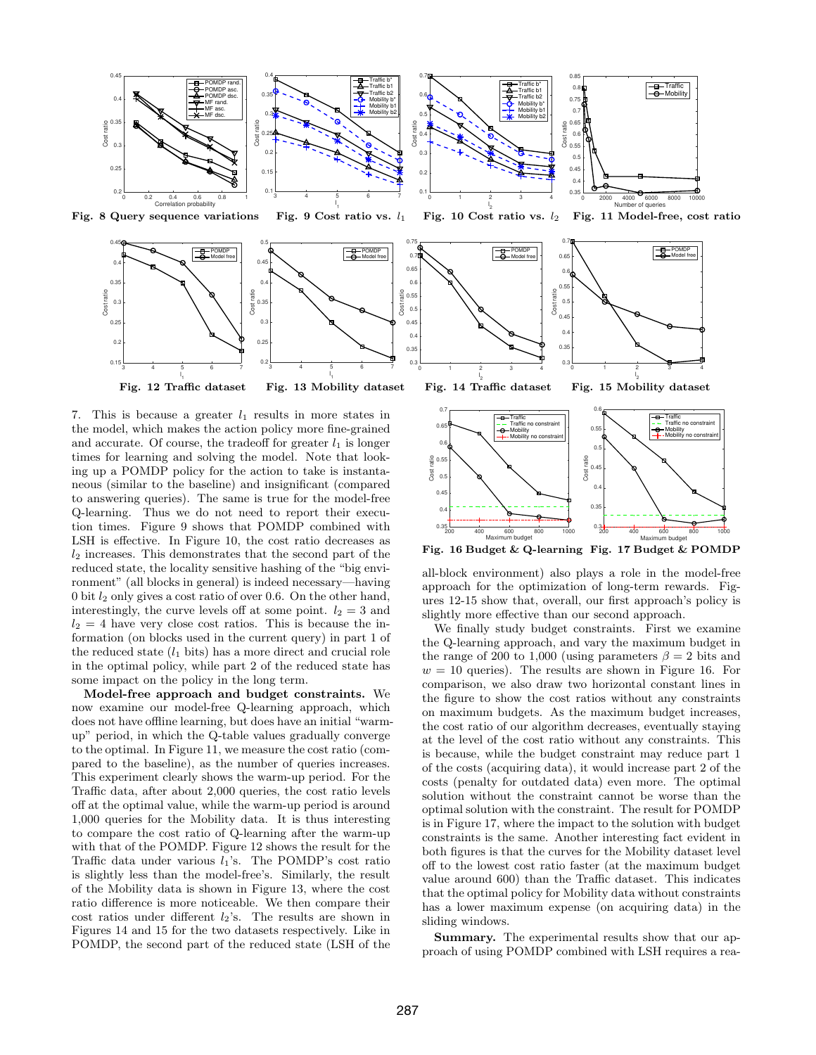0.45
0.4
0.35
0.3
0.25
0.2
Cost ratio
0 0.2 0.4 0.6 0.8 1
Correlation probability
POMDP rand.
POMDP asc.
POMDP dsc.
MF rand.
MF asc.
MF dsc.

**Fig. 8 Query sequence variations**

0.4
0.35
0.3
0.25
0.2
0.15
0.1
Cost ratio
3 4 5 6 7
$l_1$
Traffic b*
Traffic b1
Traffic b2
Mobility b*
Mobility b1
Mobility b2

**Fig. 9 Cost ratio vs. $l_1$**

0.7
0.6
0.5
0.4
0.3
0.2
0.1
Cost ratio
0 1 2 3 4
$l_2$
Traffic b*
Traffic b1
Traffic b2
Mobility b*
Mobility b1
Mobility b2

**Fig. 10 Cost ratio vs. $l_2$**

0.85
0.8
0.75
0.7
0.65
0.6
0.55
0.5
0.45
0.4
0.35
Cost ratio
0 2000 4000 6000 8000 10000
Number of queries
Traffic
Mobility

**Fig. 11 Model-free, cost ratio**

0.45
0.4
0.35
0.3
0.25
0.2
0.15
Cost ratio
3 4 5 6 7
$l_1$
POMDP
Model free

**Fig. 12 Traffic dataset**

0.5
0.45
0.4
0.35
0.3
0.25
0.2
Cost ratio
3 4 5 6 7
$l_1$
POMDP
Model free

**Fig. 13 Mobility dataset**

0.75
0.7
0.65
0.6
0.55
0.5
0.45
0.4
0.35
0.3
Cost ratio
0 1 2 3 4
$l_2$
POMDP
Model free

**Fig. 14 Traffic dataset**

0.7
0.65
0.6
0.55
0.5
0.45
0.4
0.35
0.3
Cost ratio
0 1 2 3 4
$l_2$
POMDP
Model free

**Fig. 15 Mobility dataset**

7. This is because a greater $l_1$ results in more states in the model, which makes the action policy more fine-grained and accurate. Of course, the tradeoff for greater $l_1$ is longer times for learning and solving the model. Note that looking up a POMDP policy for the action to take is instantaneous (similar to the baseline) and insignificant (compared to answering queries). The same is true for the model-free Q-learning. Thus we do not need to report their execution times. Figure 9 shows that POMDP combined with LSH is effective. In Figure 10, the cost ratio decreases as $l_2$ increases. This demonstrates that the second part of the reduced state, the locality sensitive hashing of the "big environment" (all blocks in general) is indeed necessary—having 0 bit $l_2$ only gives a cost ratio of over 0.6. On the other hand, interestingly, the curve levels off at some point. $l_2 = 3$ and $l_2 = 4$ have very close cost ratios. This is because the information (on blocks used in the current query) in part 1 of the reduced state ($l_1$ bits) has a more direct and crucial role in the optimal policy, while part 2 of the reduced state has some impact on the policy in the long term.

**Model-free approach and budget constraints.** We now examine our model-free Q-learning approach, which does not have offline learning, but does have an initial "warm-up" period, in which the Q-table values gradually converge to the optimal. In Figure 11, we measure the cost ratio (compared to the baseline), as the number of queries increases. This experiment clearly shows the warm-up period. For the Traffic data, after about 2,000 queries, the cost ratio levels off at the optimal value, while the warm-up period is around 1,000 queries for the Mobility data. It is thus interesting to compare the cost ratio of Q-learning after the warm-up with that of the POMDP. Figure 12 shows the result for the Traffic data under various $l_1$'s. The POMDP's cost ratio is slightly less than the model-free's. Similarly, the result of the Mobility data is shown in Figure 13, where the cost ratio difference is more noticeable. We then compare their cost ratios under different $l_2$'s. The results are shown in Figures 14 and 15 for the two datasets respectively. Like in POMDP, the second part of the reduced state (LSH of the all-block environment) also plays a role in the model-free approach for the optimization of long-term rewards. Figures 12-15 show that, overall, our first approach's policy is slightly more effective than our second approach.

0.7
0.65
0.6
0.55
0.5
0.45
0.4
0.35
Cost ratio
200 400 600 800 1000
Maximum budget
Traffic
Traffic no constraint
Mobility
Mobility no constraint

**Fig. 16 Budget & Q-learning**

0.6
0.55
0.5
0.45
0.4
0.35
0.3
Cost ratio
200 400 600 800 1000
Maximum budget
Traffic
Traffic no constraint
Mobility
Mobility no constraint

**Fig. 17 Budget & POMDP**

We finally study budget constraints. First we examine the Q-learning approach, and vary the maximum budget in the range of 200 to 1,000 (using parameters $\beta = 2$ bits and $w = 10$ queries). The results are shown in Figure 16. For comparison, we also draw two horizontal constant lines in the figure to show the cost ratios without any constraints on maximum budgets. As the maximum budget increases, the cost ratio of our algorithm decreases, eventually staying at the level of the cost ratio without any constraints. This is because, while the budget constraint may reduce part 1 of the costs (acquiring data), it would increase part 2 of the costs (penalty for outdated data) even more. The optimal solution without the constraint cannot be worse than the optimal solution with the constraint. The result for POMDP is in Figure 17, where the impact to the solution with budget constraints is the same. Another interesting fact evident in both figures is that the curves for the Mobility dataset level off to the lowest cost ratio faster (at the maximum budget value around 600) than the Traffic dataset. This indicates that the optimal policy for Mobility data without constraints has a lower maximum expense (on acquiring data) in the sliding windows.

**Summary.** The experimental results show that our approach of using POMDP combined with LSH requires a rea-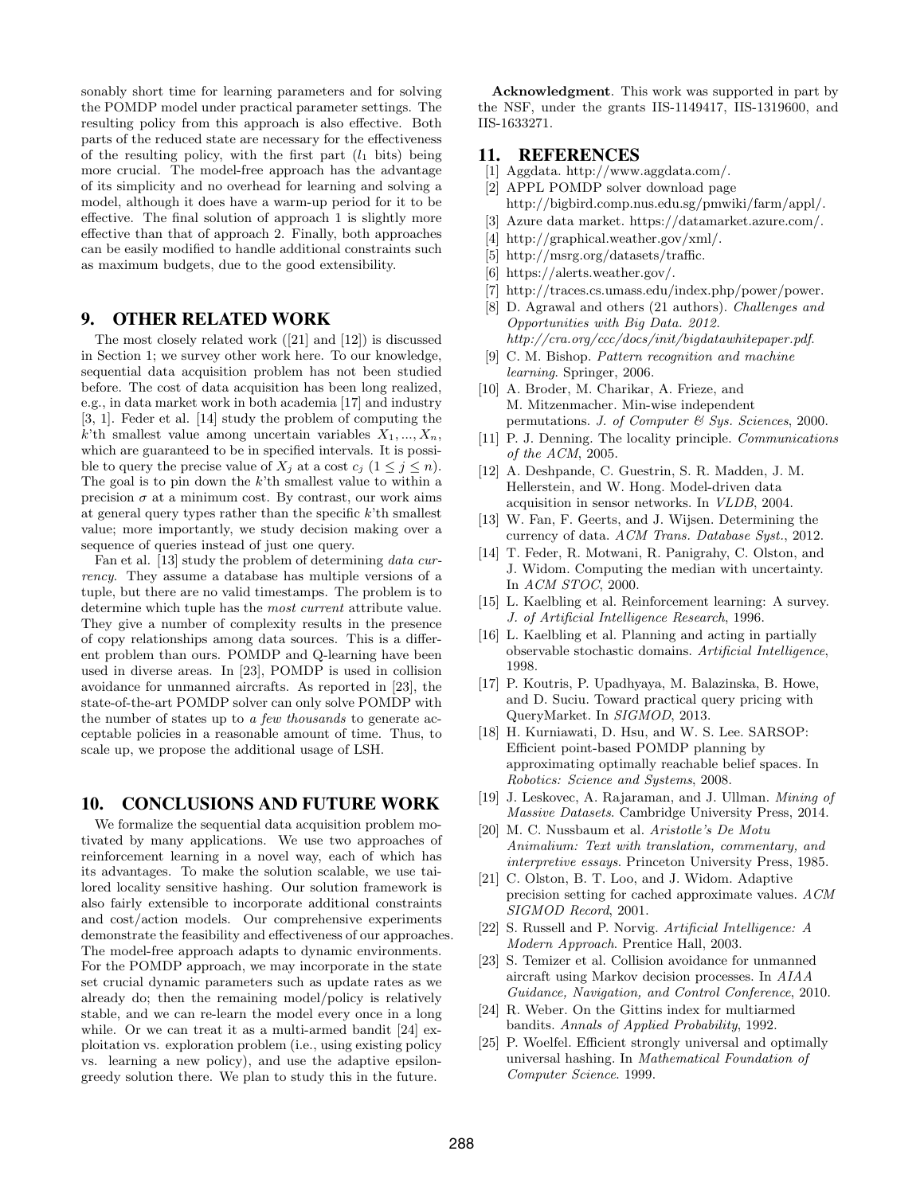sonably short time for learning parameters and for solving the POMDP model under practical parameter settings. The resulting policy from this approach is also effective. Both parts of the reduced state are necessary for the effectiveness of the resulting policy, with the first part ($l_1$ bits) being more crucial. The model-free approach has the advantage of its simplicity and no overhead for learning and solving a model, although it does have a warm-up period for it to be effective. The final solution of approach 1 is slightly more effective than that of approach 2. Finally, both approaches can be easily modified to handle additional constraints such as maximum budgets, due to the good extensibility.

## 9. OTHER RELATED WORK

The most closely related work ([21] and [12]) is discussed in Section 1; we survey other work here. To our knowledge, sequential data acquisition problem has not been studied before. The cost of data acquisition has been long realized, e.g., in data market work in both academia [17] and industry [3, 1]. Feder et al. [14] study the problem of computing the $k$'th smallest value among uncertain variables $X_1, ..., X_n$, which are guaranteed to be in specified intervals. It is possible to query the precise value of $X_j$ at a cost $c_j$ ($1 \leq j \leq n$). The goal is to pin down the $k$'th smallest value to within a precision $\sigma$ at a minimum cost. By contrast, our work aims at general query types rather than the specific $k$'th smallest value; more importantly, we study decision making over a sequence of queries instead of just one query.

Fan et al. [13] study the problem of determining *data currency*. They assume a database has multiple versions of a tuple, but there are no valid timestamps. The problem is to determine which tuple has the *most current* attribute value. They give a number of complexity results in the presence of copy relationships among data sources. This is a different problem than ours. POMDP and Q-learning have been used in diverse areas. In [23], POMDP is used in collision avoidance for unmanned aircrafts. As reported in [23], the state-of-the-art POMDP solver can only solve POMDP with the number of states up to *a few thousands* to generate acceptable policies in a reasonable amount of time. Thus, to scale up, we propose the additional usage of LSH.

## 10. CONCLUSIONS AND FUTURE WORK

We formalize the sequential data acquisition problem motivated by many applications. We use two approaches of reinforcement learning in a novel way, each of which has its advantages. To make the solution scalable, we use tailored locality sensitive hashing. Our solution framework is also fairly extensible to incorporate additional constraints and cost/action models. Our comprehensive experiments demonstrate the feasibility and effectiveness of our approaches. The model-free approach adapts to dynamic environments. For the POMDP approach, we may incorporate in the state set crucial dynamic parameters such as update rates as we already do; then the remaining model/policy is relatively stable, and we can re-learn the model every once in a long while. Or we can treat it as a multi-armed bandit [24] exploitation vs. exploration problem (i.e., using existing policy vs. learning a new policy), and use the adaptive epsilon-greedy solution there. We plan to study this in the future.

**Acknowledgment**. This work was supported in part by the NSF, under the grants IIS-1149417, IIS-1319600, and IIS-1633271.

## 11. REFERENCES

[1] Aggdata. http://www.aggdata.com/.

[2] APPL POMDP solver download page http://bigbird.comp.nus.edu.sg/pmwiki/farm/appl/.

[3] Azure data market. https://datamarket.azure.com/.

[4] http://graphical.weather.gov/xml/.

[5] http://msrg.org/datasets/traffic.

[6] https://alerts.weather.gov/.

[7] http://traces.cs.umass.edu/index.php/power/power.

[8] D. Agrawal and others (21 authors). *Challenges and Opportunities with Big Data. 2012. http://cra.org/ccc/docs/init/bigdatawhitepaper.pdf*.

[9] C. M. Bishop. *Pattern recognition and machine learning*. Springer, 2006.

[10] A. Broder, M. Charikar, A. Frieze, and M. Mitzenmacher. Min-wise independent permutations. *J. of Computer & Sys. Sciences*, 2000.

[11] P. J. Denning. The locality principle. *Communications of the ACM*, 2005.

[12] A. Deshpande, C. Guestrin, S. R. Madden, J. M. Hellerstein, and W. Hong. Model-driven data acquisition in sensor networks. In *VLDB*, 2004.

[13] W. Fan, F. Geerts, and J. Wijsen. Determining the currency of data. *ACM Trans. Database Syst.*, 2012.

[14] T. Feder, R. Motwani, R. Panigrahy, C. Olston, and J. Widom. Computing the median with uncertainty. In *ACM STOC*, 2000.

[15] L. Kaelbling et al. Reinforcement learning: A survey. *J. of Artificial Intelligence Research*, 1996.

[16] L. Kaelbling et al. Planning and acting in partially observable stochastic domains. *Artificial Intelligence*, 1998.

[17] P. Koutris, P. Upadhyaya, M. Balazinska, B. Howe, and D. Suciu. Toward practical query pricing with QueryMarket. In *SIGMOD*, 2013.

[18] H. Kurniawati, D. Hsu, and W. S. Lee. SARSOP: Efficient point-based POMDP planning by approximating optimally reachable belief spaces. In *Robotics: Science and Systems*, 2008.

[19] J. Leskovec, A. Rajaraman, and J. Ullman. *Mining of Massive Datasets*. Cambridge University Press, 2014.

[20] M. C. Nussbaum et al. *Aristotle's De Motu Animalium: Text with translation, commentary, and interpretive essays*. Princeton University Press, 1985.

[21] C. Olston, B. T. Loo, and J. Widom. Adaptive precision setting for cached approximate values. *ACM SIGMOD Record*, 2001.

[22] S. Russell and P. Norvig. *Artificial Intelligence: A Modern Approach*. Prentice Hall, 2003.

[23] S. Temizer et al. Collision avoidance for unmanned aircraft using Markov decision processes. In *AIAA Guidance, Navigation, and Control Conference*, 2010.

[24] R. Weber. On the Gittins index for multiarmed bandits. *Annals of Applied Probability*, 1992.

[25] P. Woelfel. Efficient strongly universal and optimally universal hashing. In *Mathematical Foundation of Computer Science*. 1999.